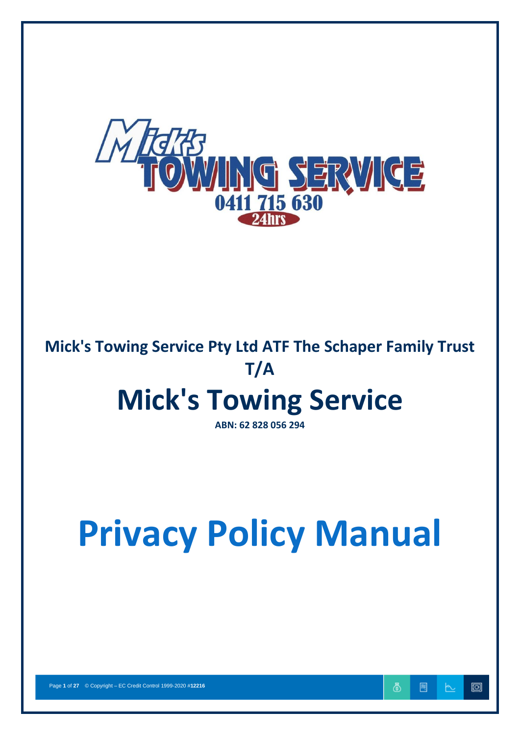Mick's Towing Service

0411 715 630

24hrs

**Mick's Towing Service Pty Ltd ATF The Schaper Family Trust**

**T/A**

# Mick's Towing Service

**ABN: 62 828 056 294**

# Privacy Policy Manual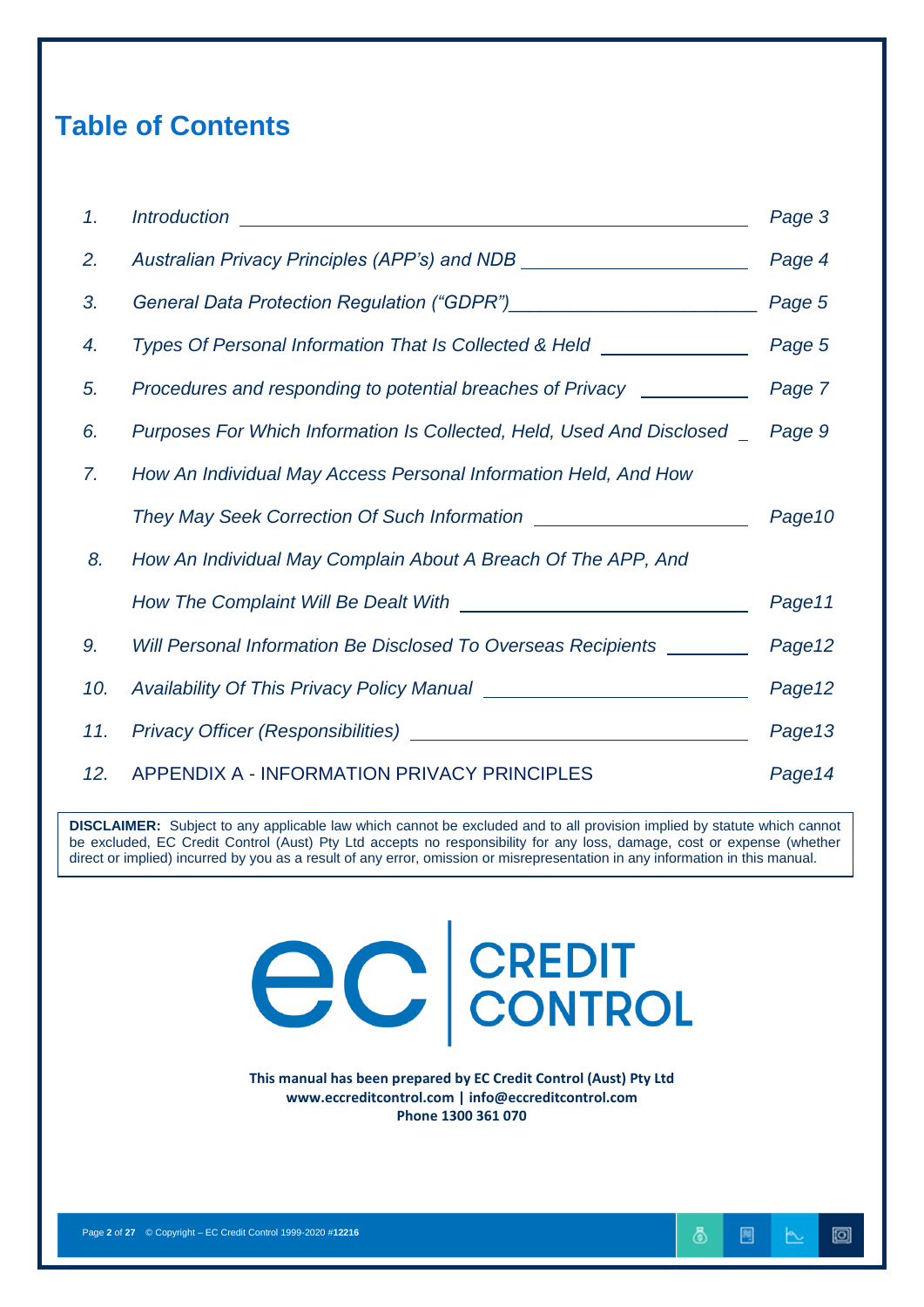# Table of Contents

| | | |
|---|---|---|
| *1.* | *Introduction* | *Page 3* |
| *2.* | *Australian Privacy Principles (APP's) and NDB* | *Page 4* |
| *3.* | *General Data Protection Regulation ("GDPR")* | *Page 5* |
| *4.* | *Types Of Personal Information That Is Collected & Held* | *Page 5* |
| *5.* | *Procedures and responding to potential breaches of Privacy* | *Page 7* |
| *6.* | *Purposes For Which Information Is Collected, Held, Used And Disclosed* | *Page 9* |
| *7.* | *How An Individual May Access Personal Information Held, And How They May Seek Correction Of Such Information* | *Page10* |
| *8.* | *How An Individual May Complain About A Breach Of The APP, And How The Complaint Will Be Dealt With* | *Page11* |
| *9.* | *Will Personal Information Be Disclosed To Overseas Recipients* | *Page12* |
| *10.* | *Availability Of This Privacy Policy Manual* | *Page12* |
| *11.* | *Privacy Officer (Responsibilities)* | *Page13* |
| *12.* | APPENDIX A - INFORMATION PRIVACY PRINCIPLES | *Page14* |

**DISCLAIMER:** Subject to any applicable law which cannot be excluded and to all provision implied by statute which cannot be excluded, EC Credit Control (Aust) Pty Ltd accepts no responsibility for any loss, damage, cost or expense (whether direct or implied) incurred by you as a result of any error, omission or misrepresentation in any information in this manual.

ec | CREDIT CONTROL

**This manual has been prepared by EC Credit Control (Aust) Pty Ltd**
**www.eccreditcontrol.com | info@eccreditcontrol.com**
**Phone 1300 361 070**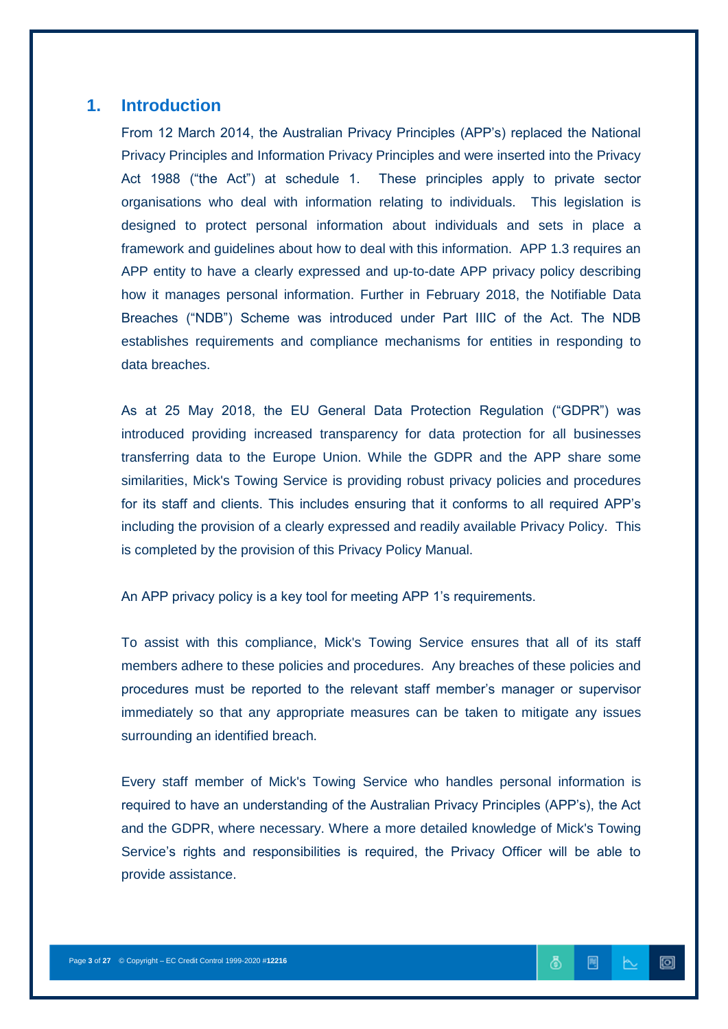## 1. Introduction

From 12 March 2014, the Australian Privacy Principles (APP's) replaced the National Privacy Principles and Information Privacy Principles and were inserted into the Privacy Act 1988 ("the Act") at schedule 1. These principles apply to private sector organisations who deal with information relating to individuals. This legislation is designed to protect personal information about individuals and sets in place a framework and guidelines about how to deal with this information. APP 1.3 requires an APP entity to have a clearly expressed and up-to-date APP privacy policy describing how it manages personal information. Further in February 2018, the Notifiable Data Breaches ("NDB") Scheme was introduced under Part IIIC of the Act. The NDB establishes requirements and compliance mechanisms for entities in responding to data breaches.

As at 25 May 2018, the EU General Data Protection Regulation ("GDPR") was introduced providing increased transparency for data protection for all businesses transferring data to the Europe Union. While the GDPR and the APP share some similarities, Mick's Towing Service is providing robust privacy policies and procedures for its staff and clients. This includes ensuring that it conforms to all required APP's including the provision of a clearly expressed and readily available Privacy Policy. This is completed by the provision of this Privacy Policy Manual.

An APP privacy policy is a key tool for meeting APP 1's requirements.

To assist with this compliance, Mick's Towing Service ensures that all of its staff members adhere to these policies and procedures. Any breaches of these policies and procedures must be reported to the relevant staff member's manager or supervisor immediately so that any appropriate measures can be taken to mitigate any issues surrounding an identified breach.

Every staff member of Mick's Towing Service who handles personal information is required to have an understanding of the Australian Privacy Principles (APP's), the Act and the GDPR, where necessary. Where a more detailed knowledge of Mick's Towing Service's rights and responsibilities is required, the Privacy Officer will be able to provide assistance.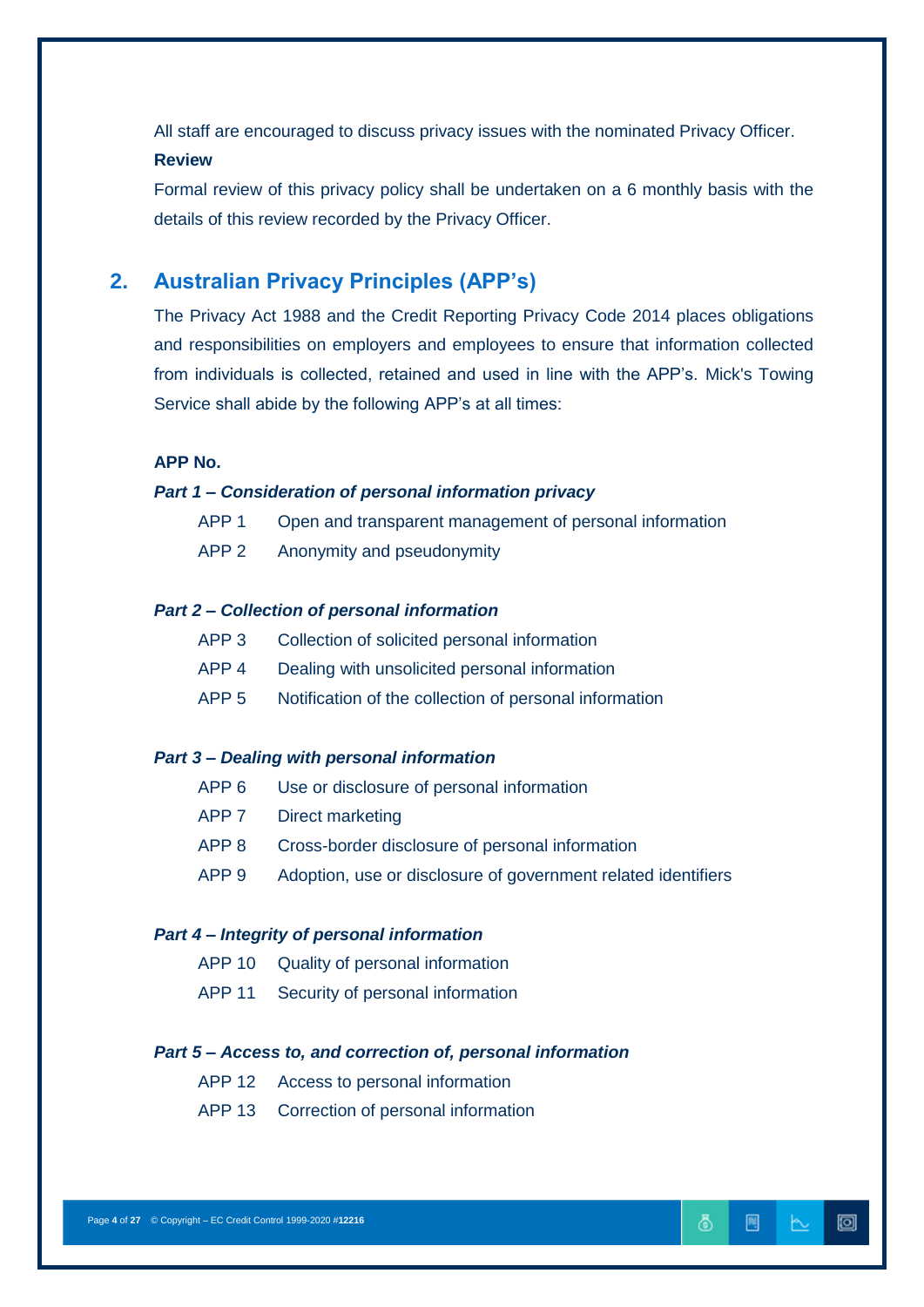All staff are encouraged to discuss privacy issues with the nominated Privacy Officer.

**Review**

Formal review of this privacy policy shall be undertaken on a 6 monthly basis with the details of this review recorded by the Privacy Officer.

## 2. Australian Privacy Principles (APP's)

The Privacy Act 1988 and the Credit Reporting Privacy Code 2014 places obligations and responsibilities on employers and employees to ensure that information collected from individuals is collected, retained and used in line with the APP's. Mick's Towing Service shall abide by the following APP's at all times:

**APP No.**

***Part 1 – Consideration of personal information privacy***

| | |
|---|---|
| APP 1 | Open and transparent management of personal information |
| APP 2 | Anonymity and pseudonymity |

***Part 2 – Collection of personal information***

| | |
|---|---|
| APP 3 | Collection of solicited personal information |
| APP 4 | Dealing with unsolicited personal information |
| APP 5 | Notification of the collection of personal information |

***Part 3 – Dealing with personal information***

| | |
|---|---|
| APP 6 | Use or disclosure of personal information |
| APP 7 | Direct marketing |
| APP 8 | Cross-border disclosure of personal information |
| APP 9 | Adoption, use or disclosure of government related identifiers |

***Part 4 – Integrity of personal information***

| | |
|---|---|
| APP 10 | Quality of personal information |
| APP 11 | Security of personal information |

***Part 5 – Access to, and correction of, personal information***

| | |
|---|---|
| APP 12 | Access to personal information |
| APP 13 | Correction of personal information |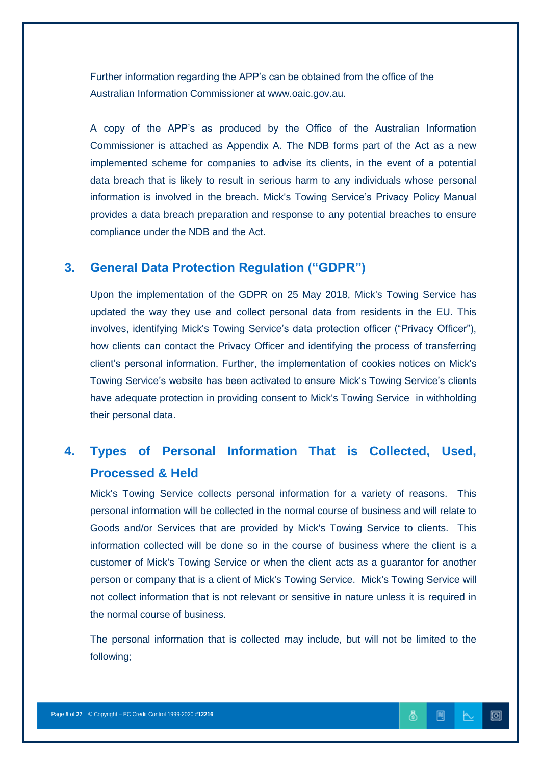Further information regarding the APP's can be obtained from the office of the Australian Information Commissioner at www.oaic.gov.au.

A copy of the APP's as produced by the Office of the Australian Information Commissioner is attached as Appendix A. The NDB forms part of the Act as a new implemented scheme for companies to advise its clients, in the event of a potential data breach that is likely to result in serious harm to any individuals whose personal information is involved in the breach. Mick's Towing Service's Privacy Policy Manual provides a data breach preparation and response to any potential breaches to ensure compliance under the NDB and the Act.

## 3. General Data Protection Regulation ("GDPR")

Upon the implementation of the GDPR on 25 May 2018, Mick's Towing Service has updated the way they use and collect personal data from residents in the EU. This involves, identifying Mick's Towing Service's data protection officer ("Privacy Officer"), how clients can contact the Privacy Officer and identifying the process of transferring client's personal information. Further, the implementation of cookies notices on Mick's Towing Service's website has been activated to ensure Mick's Towing Service's clients have adequate protection in providing consent to Mick's Towing Service in withholding their personal data.

## 4. Types of Personal Information That is Collected, Used, Processed & Held

Mick's Towing Service collects personal information for a variety of reasons. This personal information will be collected in the normal course of business and will relate to Goods and/or Services that are provided by Mick's Towing Service to clients. This information collected will be done so in the course of business where the client is a customer of Mick's Towing Service or when the client acts as a guarantor for another person or company that is a client of Mick's Towing Service. Mick's Towing Service will not collect information that is not relevant or sensitive in nature unless it is required in the normal course of business.

The personal information that is collected may include, but will not be limited to the following;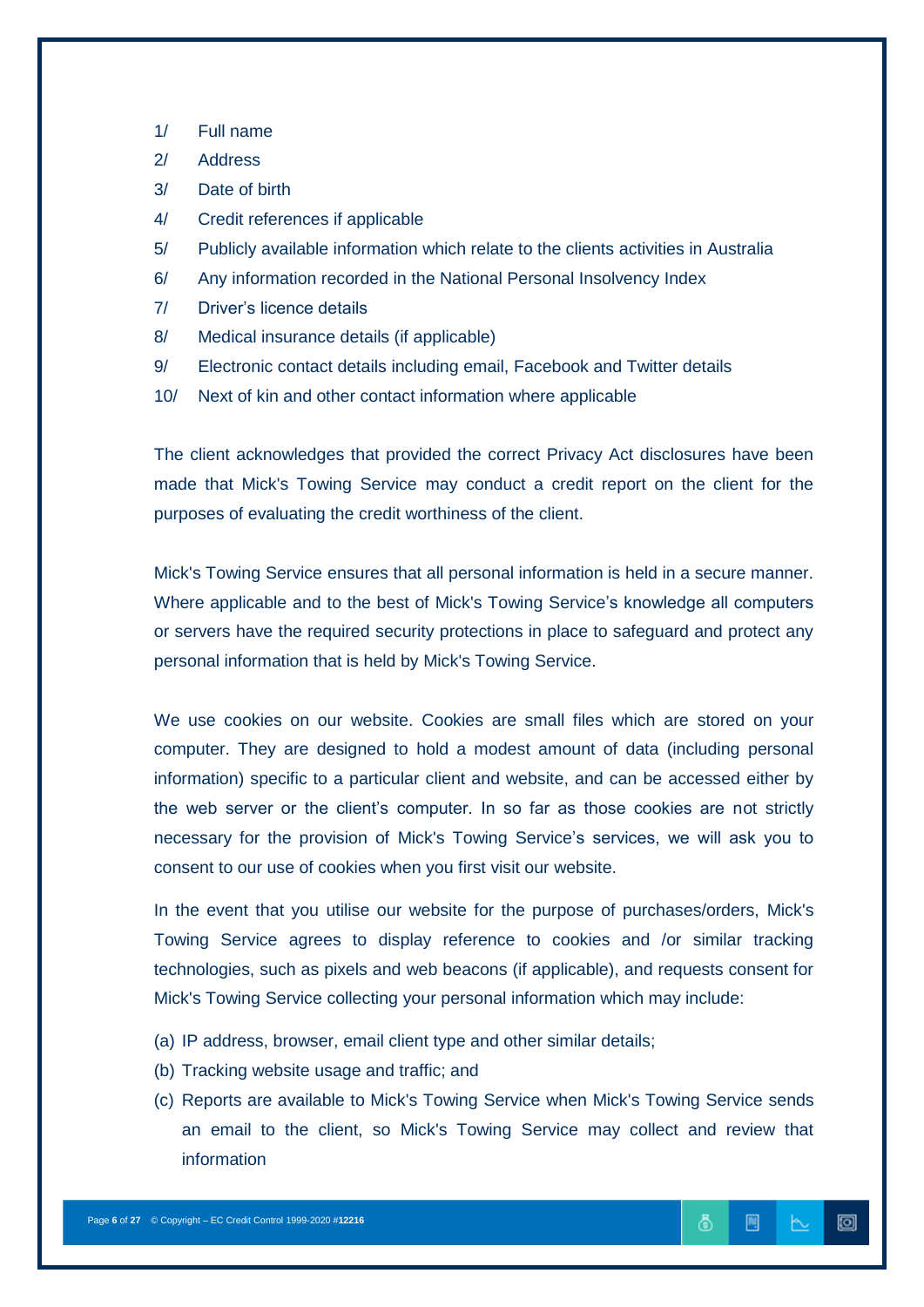1/ Full name

2/ Address

3/ Date of birth

4/ Credit references if applicable

5/ Publicly available information which relate to the clients activities in Australia

6/ Any information recorded in the National Personal Insolvency Index

7/ Driver's licence details

8/ Medical insurance details (if applicable)

9/ Electronic contact details including email, Facebook and Twitter details

10/ Next of kin and other contact information where applicable

The client acknowledges that provided the correct Privacy Act disclosures have been made that Mick's Towing Service may conduct a credit report on the client for the purposes of evaluating the credit worthiness of the client.

Mick's Towing Service ensures that all personal information is held in a secure manner. Where applicable and to the best of Mick's Towing Service's knowledge all computers or servers have the required security protections in place to safeguard and protect any personal information that is held by Mick's Towing Service.

We use cookies on our website. Cookies are small files which are stored on your computer. They are designed to hold a modest amount of data (including personal information) specific to a particular client and website, and can be accessed either by the web server or the client's computer. In so far as those cookies are not strictly necessary for the provision of Mick's Towing Service's services, we will ask you to consent to our use of cookies when you first visit our website.

In the event that you utilise our website for the purpose of purchases/orders, Mick's Towing Service agrees to display reference to cookies and /or similar tracking technologies, such as pixels and web beacons (if applicable), and requests consent for Mick's Towing Service collecting your personal information which may include:

(a) IP address, browser, email client type and other similar details;

(b) Tracking website usage and traffic; and

(c) Reports are available to Mick's Towing Service when Mick's Towing Service sends an email to the client, so Mick's Towing Service may collect and review that information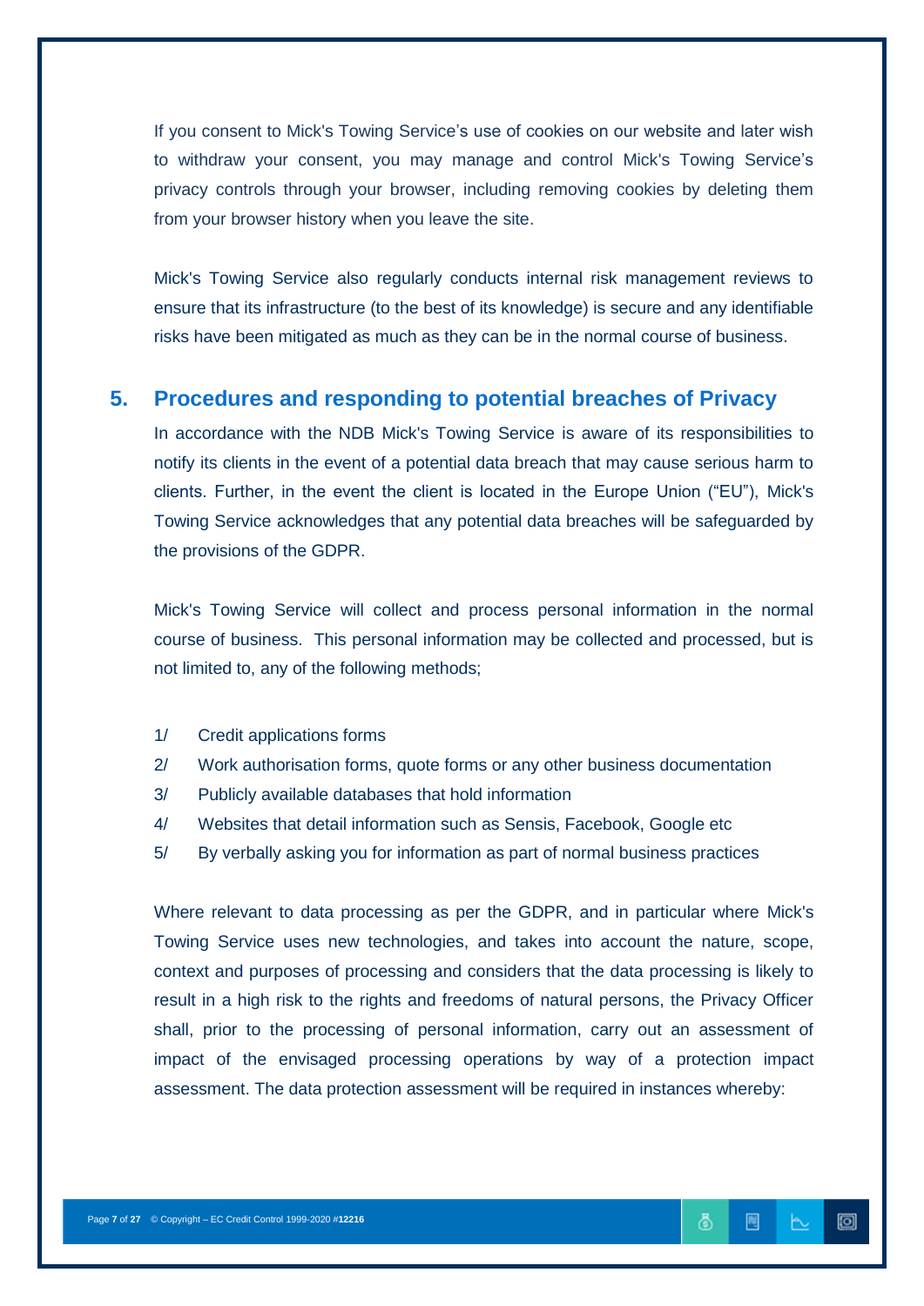If you consent to Mick's Towing Service's use of cookies on our website and later wish to withdraw your consent, you may manage and control Mick's Towing Service's privacy controls through your browser, including removing cookies by deleting them from your browser history when you leave the site.

Mick's Towing Service also regularly conducts internal risk management reviews to ensure that its infrastructure (to the best of its knowledge) is secure and any identifiable risks have been mitigated as much as they can be in the normal course of business.

## 5. Procedures and responding to potential breaches of Privacy

In accordance with the NDB Mick's Towing Service is aware of its responsibilities to notify its clients in the event of a potential data breach that may cause serious harm to clients. Further, in the event the client is located in the Europe Union ("EU"), Mick's Towing Service acknowledges that any potential data breaches will be safeguarded by the provisions of the GDPR.

Mick's Towing Service will collect and process personal information in the normal course of business. This personal information may be collected and processed, but is not limited to, any of the following methods;

1/ Credit applications forms
2/ Work authorisation forms, quote forms or any other business documentation
3/ Publicly available databases that hold information
4/ Websites that detail information such as Sensis, Facebook, Google etc
5/ By verbally asking you for information as part of normal business practices

Where relevant to data processing as per the GDPR, and in particular where Mick's Towing Service uses new technologies, and takes into account the nature, scope, context and purposes of processing and considers that the data processing is likely to result in a high risk to the rights and freedoms of natural persons, the Privacy Officer shall, prior to the processing of personal information, carry out an assessment of impact of the envisaged processing operations by way of a protection impact assessment. The data protection assessment will be required in instances whereby: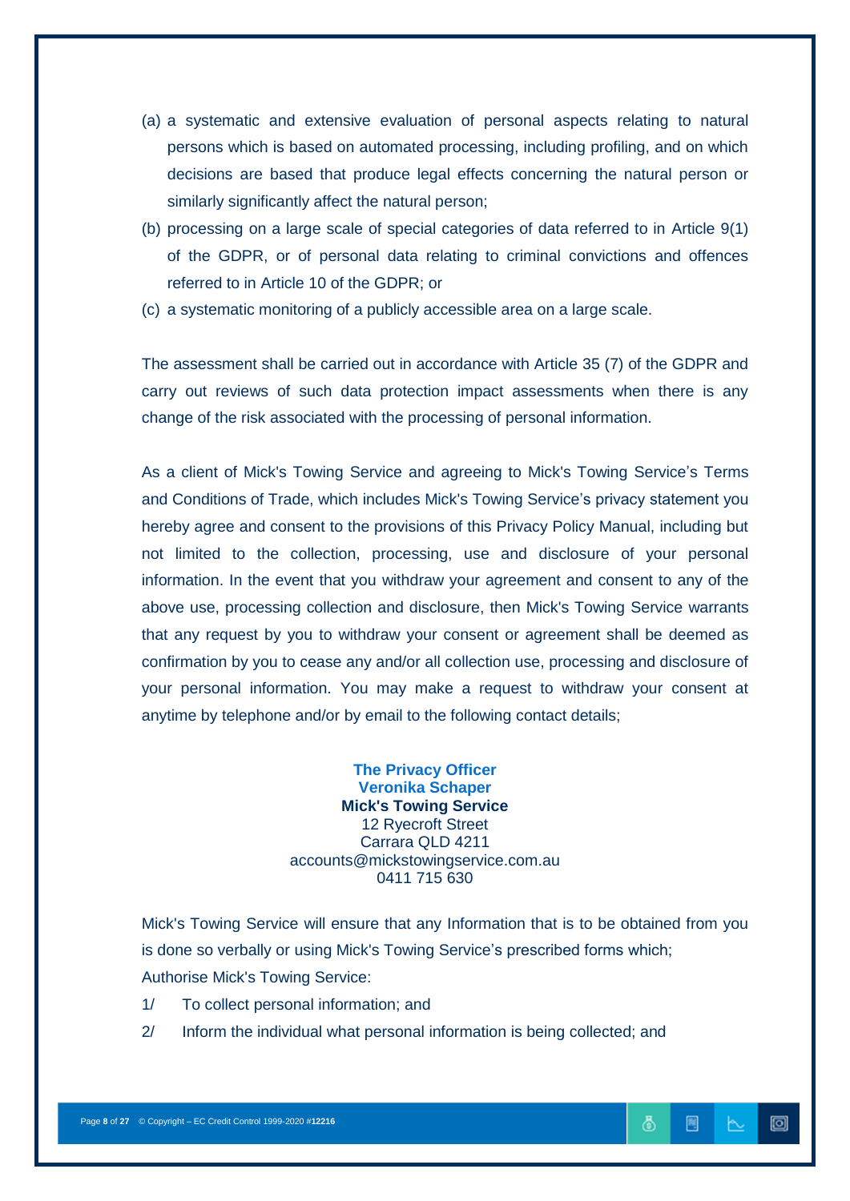(a) a systematic and extensive evaluation of personal aspects relating to natural persons which is based on automated processing, including profiling, and on which decisions are based that produce legal effects concerning the natural person or similarly significantly affect the natural person;

(b) processing on a large scale of special categories of data referred to in Article 9(1) of the GDPR, or of personal data relating to criminal convictions and offences referred to in Article 10 of the GDPR; or

(c) a systematic monitoring of a publicly accessible area on a large scale.

The assessment shall be carried out in accordance with Article 35 (7) of the GDPR and carry out reviews of such data protection impact assessments when there is any change of the risk associated with the processing of personal information.

As a client of Mick's Towing Service and agreeing to Mick's Towing Service's Terms and Conditions of Trade, which includes Mick's Towing Service's privacy statement you hereby agree and consent to the provisions of this Privacy Policy Manual, including but not limited to the collection, processing, use and disclosure of your personal information. In the event that you withdraw your agreement and consent to any of the above use, processing collection and disclosure, then Mick's Towing Service warrants that any request by you to withdraw your consent or agreement shall be deemed as confirmation by you to cease any and/or all collection use, processing and disclosure of your personal information. You may make a request to withdraw your consent at anytime by telephone and/or by email to the following contact details;

**The Privacy Officer**
**Veronika Schaper**
**Mick's Towing Service**
12 Ryecroft Street
Carrara QLD 4211
accounts@mickstowingservice.com.au
0411 715 630

Mick's Towing Service will ensure that any Information that is to be obtained from you is done so verbally or using Mick's Towing Service's prescribed forms which;
Authorise Mick's Towing Service:

1/ To collect personal information; and

2/ Inform the individual what personal information is being collected; and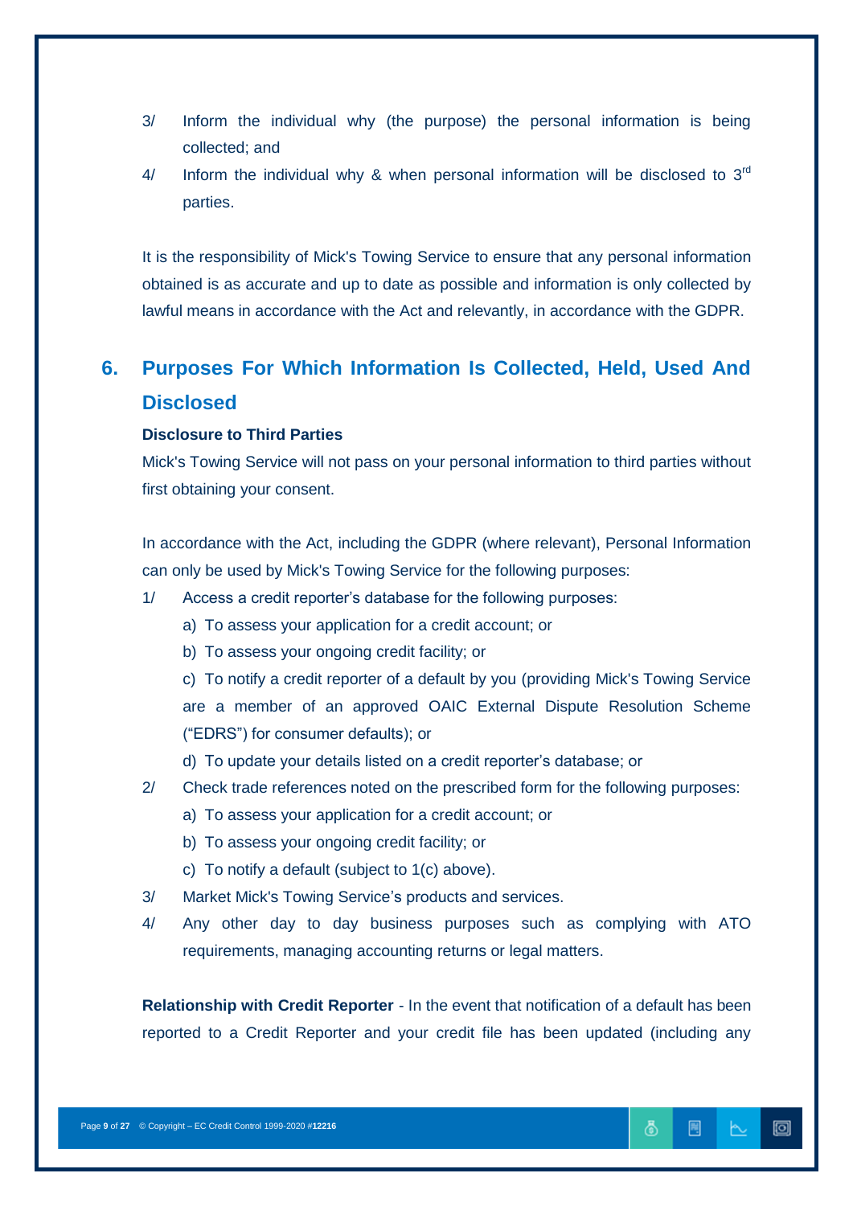3/ Inform the individual why (the purpose) the personal information is being collected; and

4/ Inform the individual why & when personal information will be disclosed to 3rd parties.

It is the responsibility of Mick's Towing Service to ensure that any personal information obtained is as accurate and up to date as possible and information is only collected by lawful means in accordance with the Act and relevantly, in accordance with the GDPR.

## 6. Purposes For Which Information Is Collected, Held, Used And Disclosed

**Disclosure to Third Parties**

Mick's Towing Service will not pass on your personal information to third parties without first obtaining your consent.

In accordance with the Act, including the GDPR (where relevant), Personal Information can only be used by Mick's Towing Service for the following purposes:

1/ Access a credit reporter's database for the following purposes:

a) To assess your application for a credit account; or

b) To assess your ongoing credit facility; or

c) To notify a credit reporter of a default by you (providing Mick's Towing Service are a member of an approved OAIC External Dispute Resolution Scheme ("EDRS") for consumer defaults); or

d) To update your details listed on a credit reporter's database; or

2/ Check trade references noted on the prescribed form for the following purposes:

a) To assess your application for a credit account; or

b) To assess your ongoing credit facility; or

c) To notify a default (subject to 1(c) above).

3/ Market Mick's Towing Service's products and services.

4/ Any other day to day business purposes such as complying with ATO requirements, managing accounting returns or legal matters.

**Relationship with Credit Reporter** - In the event that notification of a default has been reported to a Credit Reporter and your credit file has been updated (including any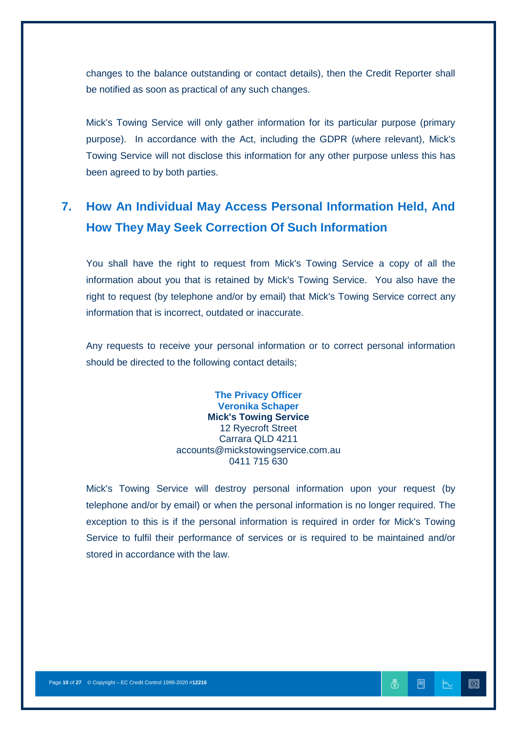changes to the balance outstanding or contact details), then the Credit Reporter shall be notified as soon as practical of any such changes.

Mick's Towing Service will only gather information for its particular purpose (primary purpose). In accordance with the Act, including the GDPR (where relevant), Mick's Towing Service will not disclose this information for any other purpose unless this has been agreed to by both parties.

## 7. How An Individual May Access Personal Information Held, And How They May Seek Correction Of Such Information

You shall have the right to request from Mick's Towing Service a copy of all the information about you that is retained by Mick's Towing Service. You also have the right to request (by telephone and/or by email) that Mick's Towing Service correct any information that is incorrect, outdated or inaccurate.

Any requests to receive your personal information or to correct personal information should be directed to the following contact details;

**The Privacy Officer**
**Veronika Schaper**
**Mick's Towing Service**
12 Ryecroft Street
Carrara QLD 4211
accounts@mickstowingservice.com.au
0411 715 630

Mick's Towing Service will destroy personal information upon your request (by telephone and/or by email) or when the personal information is no longer required. The exception to this is if the personal information is required in order for Mick's Towing Service to fulfil their performance of services or is required to be maintained and/or stored in accordance with the law.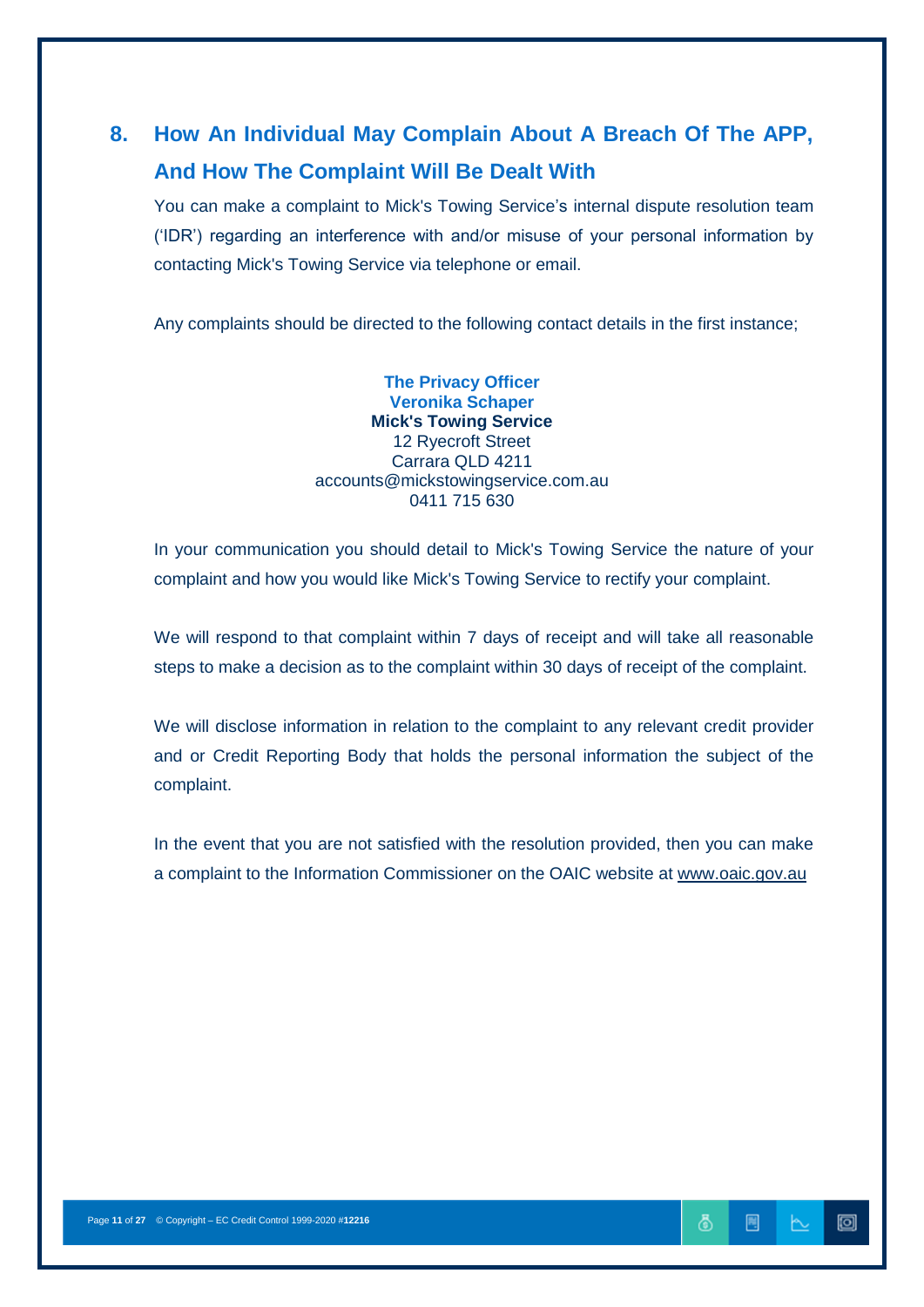## 8. How An Individual May Complain About A Breach Of The APP, And How The Complaint Will Be Dealt With

You can make a complaint to Mick's Towing Service's internal dispute resolution team ('IDR') regarding an interference with and/or misuse of your personal information by contacting Mick's Towing Service via telephone or email.

Any complaints should be directed to the following contact details in the first instance;

**The Privacy Officer**
**Veronika Schaper**
**Mick's Towing Service**
12 Ryecroft Street
Carrara QLD 4211
accounts@mickstowingservice.com.au
0411 715 630

In your communication you should detail to Mick's Towing Service the nature of your complaint and how you would like Mick's Towing Service to rectify your complaint.

We will respond to that complaint within 7 days of receipt and will take all reasonable steps to make a decision as to the complaint within 30 days of receipt of the complaint.

We will disclose information in relation to the complaint to any relevant credit provider and or Credit Reporting Body that holds the personal information the subject of the complaint.

In the event that you are not satisfied with the resolution provided, then you can make a complaint to the Information Commissioner on the OAIC website at www.oaic.gov.au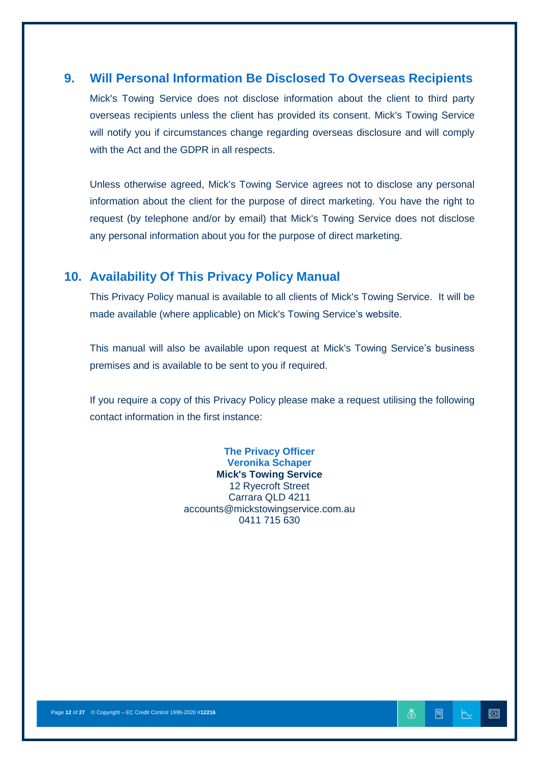## 9. Will Personal Information Be Disclosed To Overseas Recipients

Mick's Towing Service does not disclose information about the client to third party overseas recipients unless the client has provided its consent. Mick's Towing Service will notify you if circumstances change regarding overseas disclosure and will comply with the Act and the GDPR in all respects.

Unless otherwise agreed, Mick's Towing Service agrees not to disclose any personal information about the client for the purpose of direct marketing. You have the right to request (by telephone and/or by email) that Mick's Towing Service does not disclose any personal information about you for the purpose of direct marketing.

## 10. Availability Of This Privacy Policy Manual

This Privacy Policy manual is available to all clients of Mick's Towing Service. It will be made available (where applicable) on Mick's Towing Service's website.

This manual will also be available upon request at Mick's Towing Service's business premises and is available to be sent to you if required.

If you require a copy of this Privacy Policy please make a request utilising the following contact information in the first instance:

**The Privacy Officer**
**Veronika Schaper**
**Mick's Towing Service**
12 Ryecroft Street
Carrara QLD 4211
accounts@mickstowingservice.com.au
0411 715 630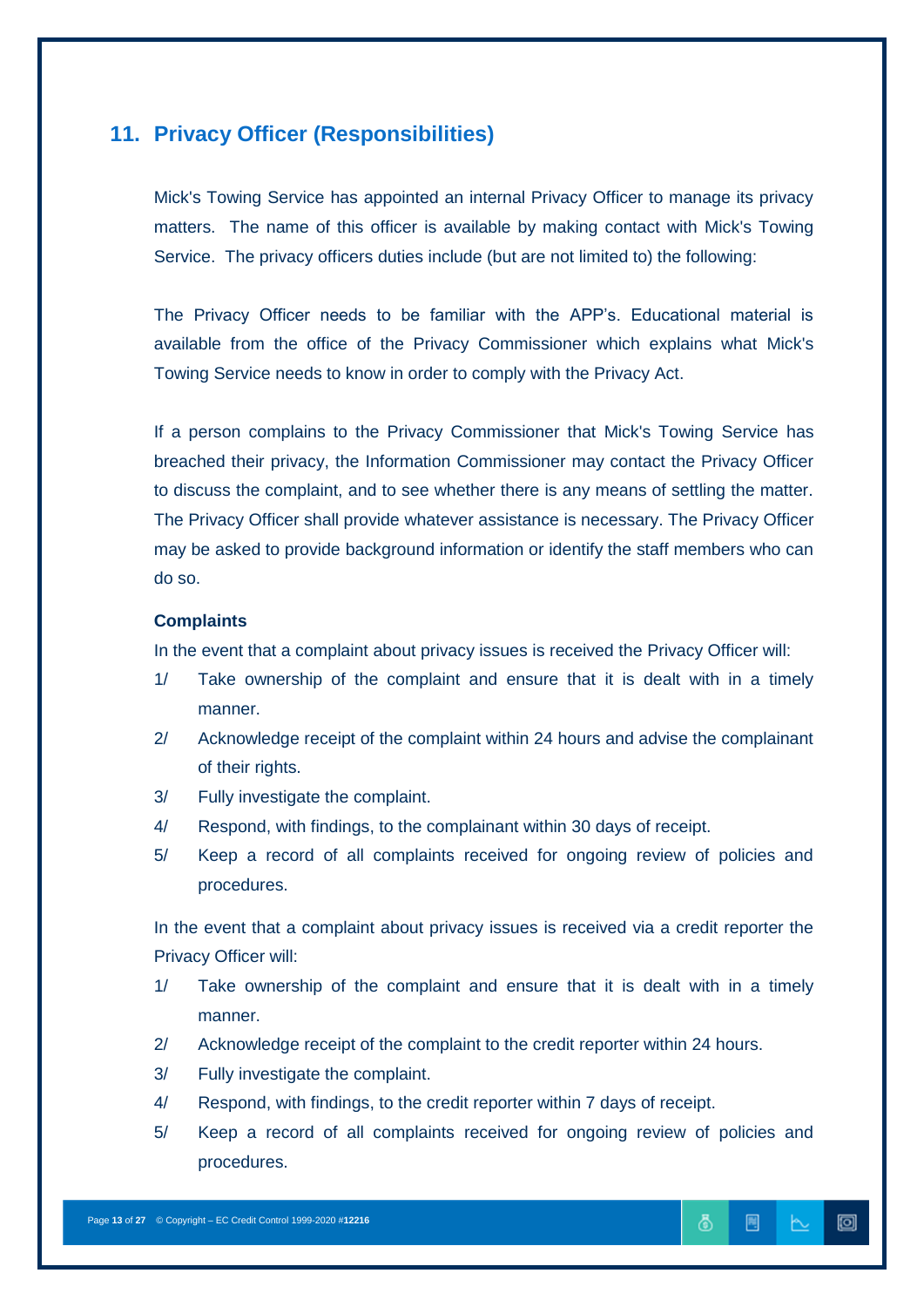## 11. Privacy Officer (Responsibilities)

Mick's Towing Service has appointed an internal Privacy Officer to manage its privacy matters. The name of this officer is available by making contact with Mick's Towing Service. The privacy officers duties include (but are not limited to) the following:

The Privacy Officer needs to be familiar with the APP's. Educational material is available from the office of the Privacy Commissioner which explains what Mick's Towing Service needs to know in order to comply with the Privacy Act.

If a person complains to the Privacy Commissioner that Mick's Towing Service has breached their privacy, the Information Commissioner may contact the Privacy Officer to discuss the complaint, and to see whether there is any means of settling the matter. The Privacy Officer shall provide whatever assistance is necessary. The Privacy Officer may be asked to provide background information or identify the staff members who can do so.

**Complaints**

In the event that a complaint about privacy issues is received the Privacy Officer will:

1/ Take ownership of the complaint and ensure that it is dealt with in a timely manner.

2/ Acknowledge receipt of the complaint within 24 hours and advise the complainant of their rights.

3/ Fully investigate the complaint.

4/ Respond, with findings, to the complainant within 30 days of receipt.

5/ Keep a record of all complaints received for ongoing review of policies and procedures.

In the event that a complaint about privacy issues is received via a credit reporter the Privacy Officer will:

1/ Take ownership of the complaint and ensure that it is dealt with in a timely manner.

2/ Acknowledge receipt of the complaint to the credit reporter within 24 hours.

3/ Fully investigate the complaint.

4/ Respond, with findings, to the credit reporter within 7 days of receipt.

5/ Keep a record of all complaints received for ongoing review of policies and procedures.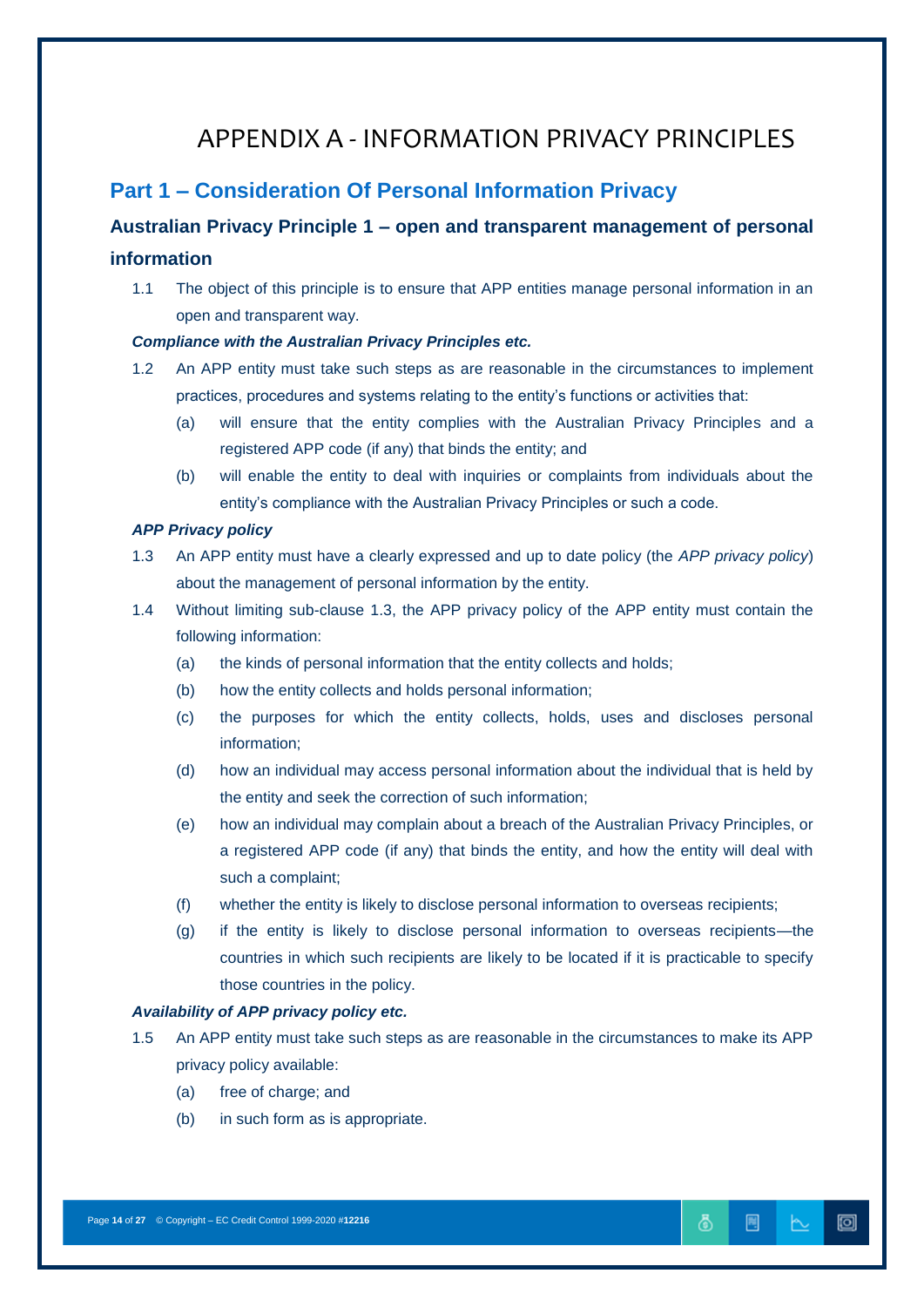# APPENDIX A - INFORMATION PRIVACY PRINCIPLES

## Part 1 – Consideration Of Personal Information Privacy

### Australian Privacy Principle 1 – open and transparent management of personal information

1.1 The object of this principle is to ensure that APP entities manage personal information in an open and transparent way.

***Compliance with the Australian Privacy Principles etc.***

1.2 An APP entity must take such steps as are reasonable in the circumstances to implement practices, procedures and systems relating to the entity's functions or activities that:

- (a) will ensure that the entity complies with the Australian Privacy Principles and a registered APP code (if any) that binds the entity; and
- (b) will enable the entity to deal with inquiries or complaints from individuals about the entity's compliance with the Australian Privacy Principles or such a code.

***APP Privacy policy***

1.3 An APP entity must have a clearly expressed and up to date policy (the *APP privacy policy*) about the management of personal information by the entity.

1.4 Without limiting sub-clause 1.3, the APP privacy policy of the APP entity must contain the following information:

- (a) the kinds of personal information that the entity collects and holds;
- (b) how the entity collects and holds personal information;
- (c) the purposes for which the entity collects, holds, uses and discloses personal information;
- (d) how an individual may access personal information about the individual that is held by the entity and seek the correction of such information;
- (e) how an individual may complain about a breach of the Australian Privacy Principles, or a registered APP code (if any) that binds the entity, and how the entity will deal with such a complaint;
- (f) whether the entity is likely to disclose personal information to overseas recipients;
- (g) if the entity is likely to disclose personal information to overseas recipients—the countries in which such recipients are likely to be located if it is practicable to specify those countries in the policy.

***Availability of APP privacy policy etc.***

1.5 An APP entity must take such steps as are reasonable in the circumstances to make its APP privacy policy available:

- (a) free of charge; and
- (b) in such form as is appropriate.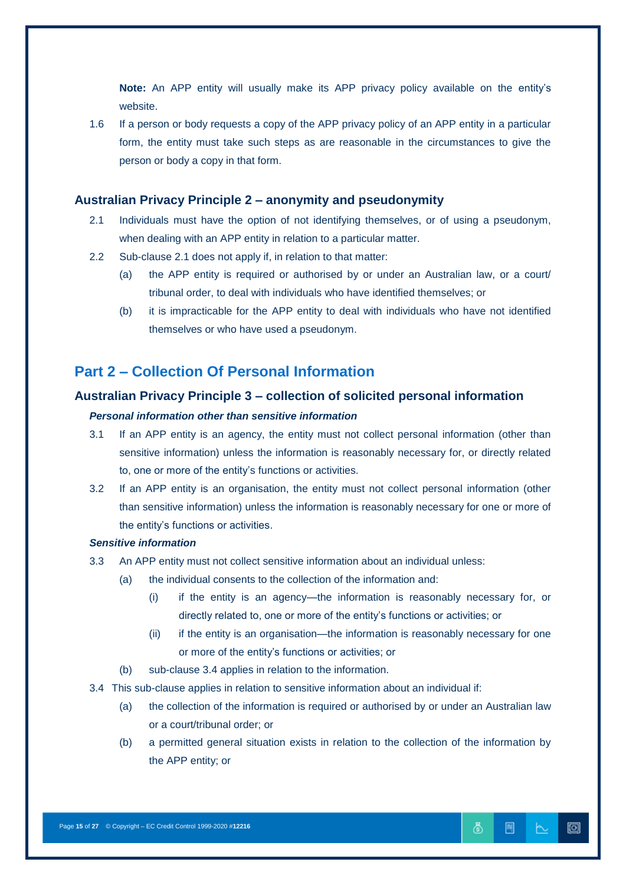**Note:** An APP entity will usually make its APP privacy policy available on the entity's website.

1.6 If a person or body requests a copy of the APP privacy policy of an APP entity in a particular form, the entity must take such steps as are reasonable in the circumstances to give the person or body a copy in that form.

### Australian Privacy Principle 2 – anonymity and pseudonymity

2.1 Individuals must have the option of not identifying themselves, or of using a pseudonym, when dealing with an APP entity in relation to a particular matter.

2.2 Sub-clause 2.1 does not apply if, in relation to that matter:

(a) the APP entity is required or authorised by or under an Australian law, or a court/ tribunal order, to deal with individuals who have identified themselves; or

(b) it is impracticable for the APP entity to deal with individuals who have not identified themselves or who have used a pseudonym.

## Part 2 – Collection Of Personal Information

### Australian Privacy Principle 3 – collection of solicited personal information

***Personal information other than sensitive information***

3.1 If an APP entity is an agency, the entity must not collect personal information (other than sensitive information) unless the information is reasonably necessary for, or directly related to, one or more of the entity's functions or activities.

3.2 If an APP entity is an organisation, the entity must not collect personal information (other than sensitive information) unless the information is reasonably necessary for one or more of the entity's functions or activities.

***Sensitive information***

3.3 An APP entity must not collect sensitive information about an individual unless:

(a) the individual consents to the collection of the information and:

(i) if the entity is an agency—the information is reasonably necessary for, or directly related to, one or more of the entity's functions or activities; or

(ii) if the entity is an organisation—the information is reasonably necessary for one or more of the entity's functions or activities; or

(b) sub-clause 3.4 applies in relation to the information.

3.4 This sub-clause applies in relation to sensitive information about an individual if:

(a) the collection of the information is required or authorised by or under an Australian law or a court/tribunal order; or

(b) a permitted general situation exists in relation to the collection of the information by the APP entity; or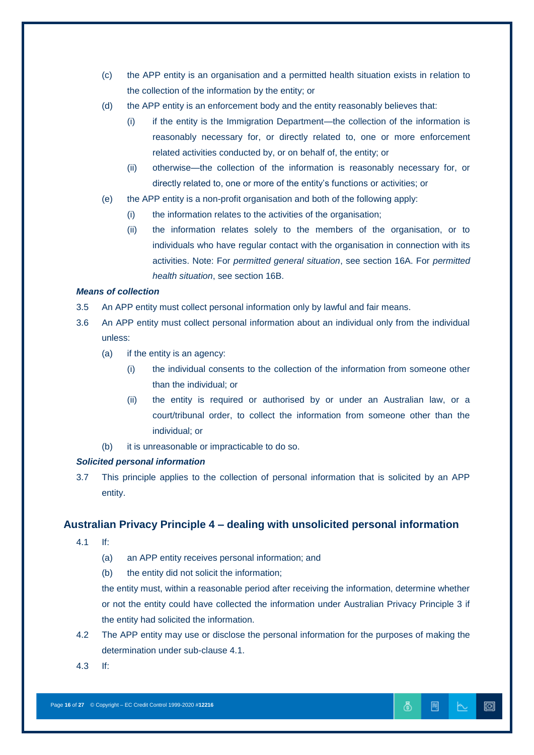(c) the APP entity is an organisation and a permitted health situation exists in relation to the collection of the information by the entity; or

(d) the APP entity is an enforcement body and the entity reasonably believes that:

   (i) if the entity is the Immigration Department—the collection of the information is reasonably necessary for, or directly related to, one or more enforcement related activities conducted by, or on behalf of, the entity; or

   (ii) otherwise—the collection of the information is reasonably necessary for, or directly related to, one or more of the entity's functions or activities; or

(e) the APP entity is a non-profit organisation and both of the following apply:

   (i) the information relates to the activities of the organisation;

   (ii) the information relates solely to the members of the organisation, or to individuals who have regular contact with the organisation in connection with its activities. Note: For *permitted general situation*, see section 16A. For *permitted health situation*, see section 16B.

***Means of collection***

3.5 An APP entity must collect personal information only by lawful and fair means.

3.6 An APP entity must collect personal information about an individual only from the individual unless:

(a) if the entity is an agency:

   (i) the individual consents to the collection of the information from someone other than the individual; or

   (ii) the entity is required or authorised by or under an Australian law, or a court/tribunal order, to collect the information from someone other than the individual; or

(b) it is unreasonable or impracticable to do so.

***Solicited personal information***

3.7 This principle applies to the collection of personal information that is solicited by an APP entity.

## Australian Privacy Principle 4 – dealing with unsolicited personal information

4.1 If:

(a) an APP entity receives personal information; and

(b) the entity did not solicit the information;

the entity must, within a reasonable period after receiving the information, determine whether or not the entity could have collected the information under Australian Privacy Principle 3 if the entity had solicited the information.

4.2 The APP entity may use or disclose the personal information for the purposes of making the determination under sub-clause 4.1.

4.3 If: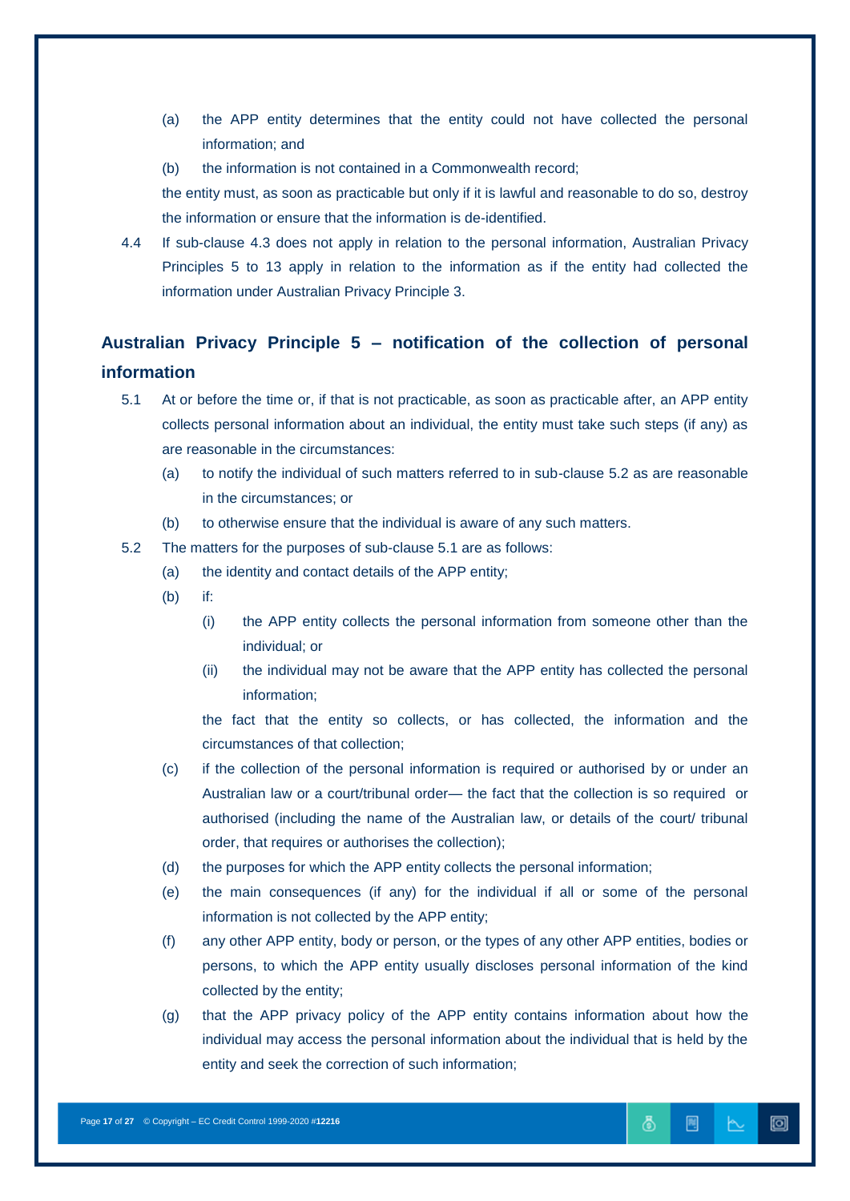(a) the APP entity determines that the entity could not have collected the personal information; and

(b) the information is not contained in a Commonwealth record;

the entity must, as soon as practicable but only if it is lawful and reasonable to do so, destroy the information or ensure that the information is de-identified.

4.4 If sub-clause 4.3 does not apply in relation to the personal information, Australian Privacy Principles 5 to 13 apply in relation to the information as if the entity had collected the information under Australian Privacy Principle 3.

## Australian Privacy Principle 5 – notification of the collection of personal information

5.1 At or before the time or, if that is not practicable, as soon as practicable after, an APP entity collects personal information about an individual, the entity must take such steps (if any) as are reasonable in the circumstances:

(a) to notify the individual of such matters referred to in sub-clause 5.2 as are reasonable in the circumstances; or

(b) to otherwise ensure that the individual is aware of any such matters.

5.2 The matters for the purposes of sub-clause 5.1 are as follows:

(a) the identity and contact details of the APP entity;

(b) if:

(i) the APP entity collects the personal information from someone other than the individual; or

(ii) the individual may not be aware that the APP entity has collected the personal information;

the fact that the entity so collects, or has collected, the information and the circumstances of that collection;

(c) if the collection of the personal information is required or authorised by or under an Australian law or a court/tribunal order— the fact that the collection is so required or authorised (including the name of the Australian law, or details of the court/ tribunal order, that requires or authorises the collection);

(d) the purposes for which the APP entity collects the personal information;

(e) the main consequences (if any) for the individual if all or some of the personal information is not collected by the APP entity;

(f) any other APP entity, body or person, or the types of any other APP entities, bodies or persons, to which the APP entity usually discloses personal information of the kind collected by the entity;

(g) that the APP privacy policy of the APP entity contains information about how the individual may access the personal information about the individual that is held by the entity and seek the correction of such information;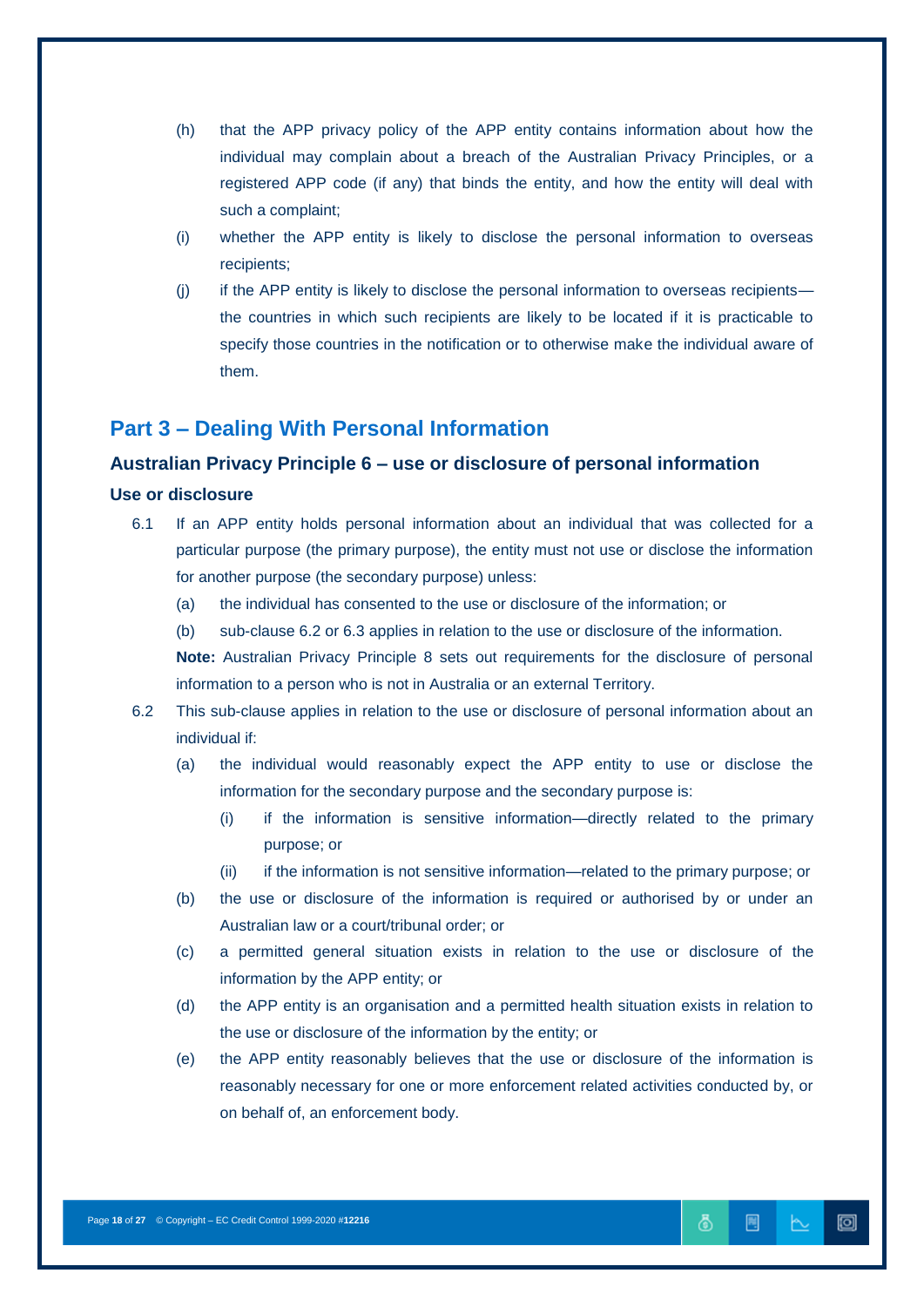(h) that the APP privacy policy of the APP entity contains information about how the individual may complain about a breach of the Australian Privacy Principles, or a registered APP code (if any) that binds the entity, and how the entity will deal with such a complaint;

(i) whether the APP entity is likely to disclose the personal information to overseas recipients;

(j) if the APP entity is likely to disclose the personal information to overseas recipients—the countries in which such recipients are likely to be located if it is practicable to specify those countries in the notification or to otherwise make the individual aware of them.

## Part 3 – Dealing With Personal Information

### Australian Privacy Principle 6 – use or disclosure of personal information

#### Use or disclosure

6.1 If an APP entity holds personal information about an individual that was collected for a particular purpose (the primary purpose), the entity must not use or disclose the information for another purpose (the secondary purpose) unless:

- (a) the individual has consented to the use or disclosure of the information; or
- (b) sub-clause 6.2 or 6.3 applies in relation to the use or disclosure of the information.

**Note:** Australian Privacy Principle 8 sets out requirements for the disclosure of personal information to a person who is not in Australia or an external Territory.

6.2 This sub-clause applies in relation to the use or disclosure of personal information about an individual if:

- (a) the individual would reasonably expect the APP entity to use or disclose the information for the secondary purpose and the secondary purpose is:
  - (i) if the information is sensitive information—directly related to the primary purpose; or
  - (ii) if the information is not sensitive information—related to the primary purpose; or
- (b) the use or disclosure of the information is required or authorised by or under an Australian law or a court/tribunal order; or
- (c) a permitted general situation exists in relation to the use or disclosure of the information by the APP entity; or
- (d) the APP entity is an organisation and a permitted health situation exists in relation to the use or disclosure of the information by the entity; or
- (e) the APP entity reasonably believes that the use or disclosure of the information is reasonably necessary for one or more enforcement related activities conducted by, or on behalf of, an enforcement body.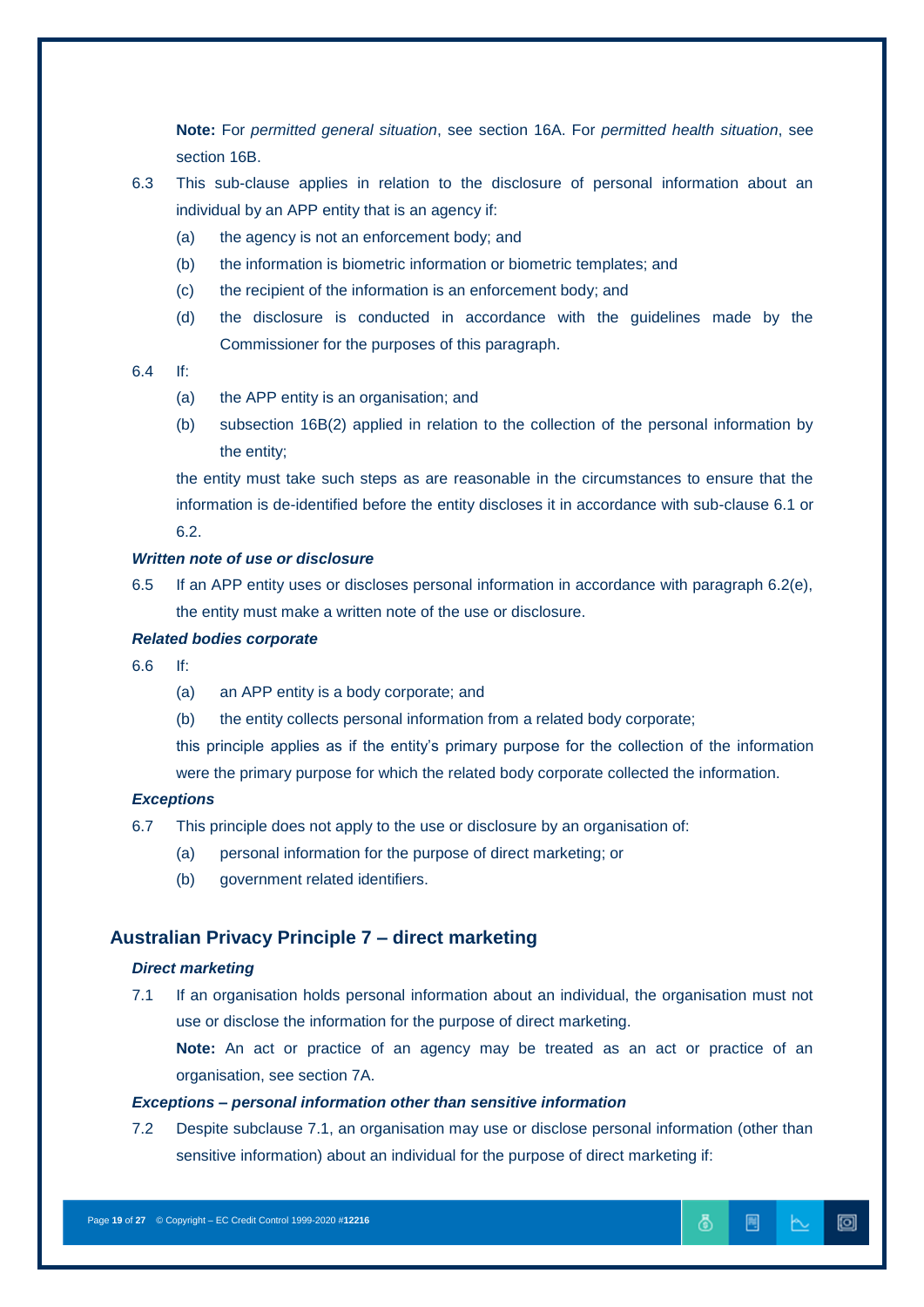**Note:** For *permitted general situation*, see section 16A. For *permitted health situation*, see section 16B.

6.3 This sub-clause applies in relation to the disclosure of personal information about an individual by an APP entity that is an agency if:

(a) the agency is not an enforcement body; and

(b) the information is biometric information or biometric templates; and

(c) the recipient of the information is an enforcement body; and

(d) the disclosure is conducted in accordance with the guidelines made by the Commissioner for the purposes of this paragraph.

6.4 If:

(a) the APP entity is an organisation; and

(b) subsection 16B(2) applied in relation to the collection of the personal information by the entity;

the entity must take such steps as are reasonable in the circumstances to ensure that the information is de-identified before the entity discloses it in accordance with sub-clause 6.1 or 6.2.

***Written note of use or disclosure***

6.5 If an APP entity uses or discloses personal information in accordance with paragraph 6.2(e), the entity must make a written note of the use or disclosure.

***Related bodies corporate***

6.6 If:

(a) an APP entity is a body corporate; and

(b) the entity collects personal information from a related body corporate;

this principle applies as if the entity's primary purpose for the collection of the information were the primary purpose for which the related body corporate collected the information.

***Exceptions***

6.7 This principle does not apply to the use or disclosure by an organisation of:

(a) personal information for the purpose of direct marketing; or

(b) government related identifiers.

## Australian Privacy Principle 7 – direct marketing

***Direct marketing***

7.1 If an organisation holds personal information about an individual, the organisation must not use or disclose the information for the purpose of direct marketing.

**Note:** An act or practice of an agency may be treated as an act or practice of an organisation, see section 7A.

***Exceptions – personal information other than sensitive information***

7.2 Despite subclause 7.1, an organisation may use or disclose personal information (other than sensitive information) about an individual for the purpose of direct marketing if: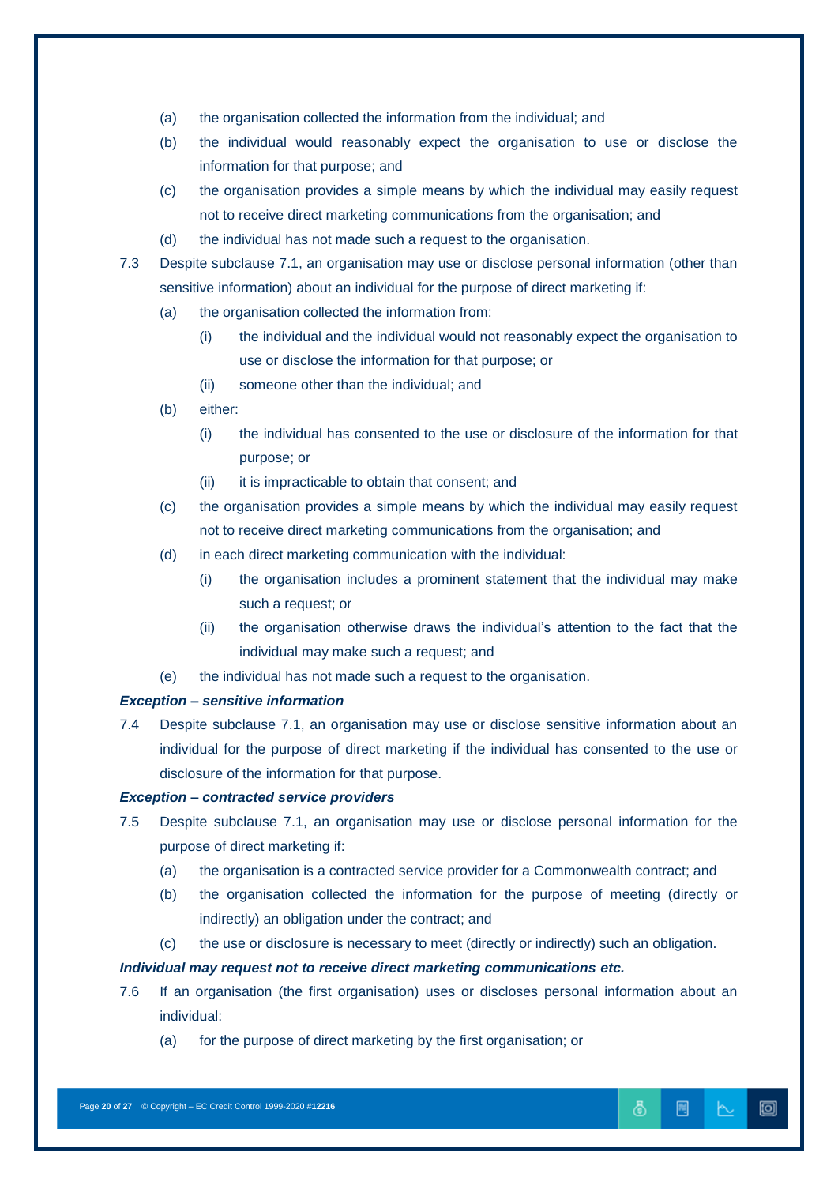(a) the organisation collected the information from the individual; and

(b) the individual would reasonably expect the organisation to use or disclose the information for that purpose; and

(c) the organisation provides a simple means by which the individual may easily request not to receive direct marketing communications from the organisation; and

(d) the individual has not made such a request to the organisation.

7.3 Despite subclause 7.1, an organisation may use or disclose personal information (other than sensitive information) about an individual for the purpose of direct marketing if:

(a) the organisation collected the information from:

(i) the individual and the individual would not reasonably expect the organisation to use or disclose the information for that purpose; or

(ii) someone other than the individual; and

(b) either:

(i) the individual has consented to the use or disclosure of the information for that purpose; or

(ii) it is impracticable to obtain that consent; and

(c) the organisation provides a simple means by which the individual may easily request not to receive direct marketing communications from the organisation; and

(d) in each direct marketing communication with the individual:

(i) the organisation includes a prominent statement that the individual may make such a request; or

(ii) the organisation otherwise draws the individual's attention to the fact that the individual may make such a request; and

(e) the individual has not made such a request to the organisation.

***Exception – sensitive information***

7.4 Despite subclause 7.1, an organisation may use or disclose sensitive information about an individual for the purpose of direct marketing if the individual has consented to the use or disclosure of the information for that purpose.

***Exception – contracted service providers***

7.5 Despite subclause 7.1, an organisation may use or disclose personal information for the purpose of direct marketing if:

(a) the organisation is a contracted service provider for a Commonwealth contract; and

(b) the organisation collected the information for the purpose of meeting (directly or indirectly) an obligation under the contract; and

(c) the use or disclosure is necessary to meet (directly or indirectly) such an obligation.

***Individual may request not to receive direct marketing communications etc.***

7.6 If an organisation (the first organisation) uses or discloses personal information about an individual:

(a) for the purpose of direct marketing by the first organisation; or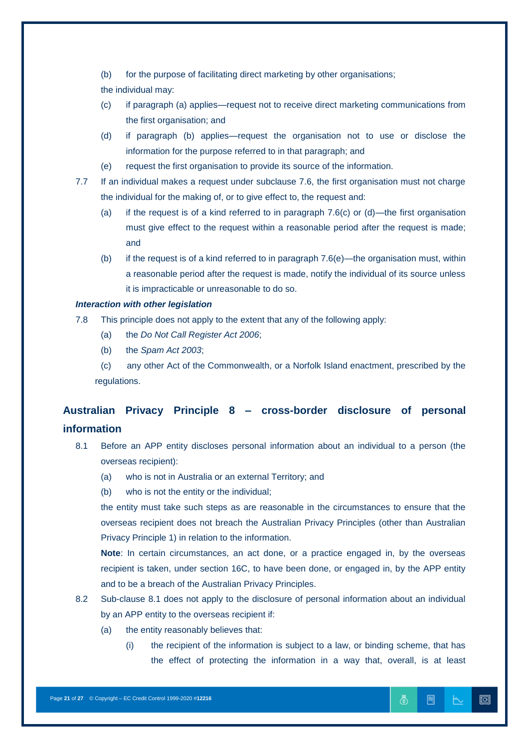(b) for the purpose of facilitating direct marketing by other organisations;

the individual may:

(c) if paragraph (a) applies—request not to receive direct marketing communications from the first organisation; and

(d) if paragraph (b) applies—request the organisation not to use or disclose the information for the purpose referred to in that paragraph; and

(e) request the first organisation to provide its source of the information.

7.7 If an individual makes a request under subclause 7.6, the first organisation must not charge the individual for the making of, or to give effect to, the request and:

(a) if the request is of a kind referred to in paragraph 7.6(c) or (d)—the first organisation must give effect to the request within a reasonable period after the request is made; and

(b) if the request is of a kind referred to in paragraph 7.6(e)—the organisation must, within a reasonable period after the request is made, notify the individual of its source unless it is impracticable or unreasonable to do so.

***Interaction with other legislation***

7.8 This principle does not apply to the extent that any of the following apply:

(a) the *Do Not Call Register Act 2006*;

(b) the *Spam Act 2003*;

(c) any other Act of the Commonwealth, or a Norfolk Island enactment, prescribed by the regulations.

## Australian Privacy Principle 8 – cross-border disclosure of personal information

8.1 Before an APP entity discloses personal information about an individual to a person (the overseas recipient):

(a) who is not in Australia or an external Territory; and

(b) who is not the entity or the individual;

the entity must take such steps as are reasonable in the circumstances to ensure that the overseas recipient does not breach the Australian Privacy Principles (other than Australian Privacy Principle 1) in relation to the information.

**Note**: In certain circumstances, an act done, or a practice engaged in, by the overseas recipient is taken, under section 16C, to have been done, or engaged in, by the APP entity and to be a breach of the Australian Privacy Principles.

8.2 Sub-clause 8.1 does not apply to the disclosure of personal information about an individual by an APP entity to the overseas recipient if:

(a) the entity reasonably believes that:

(i) the recipient of the information is subject to a law, or binding scheme, that has the effect of protecting the information in a way that, overall, is at least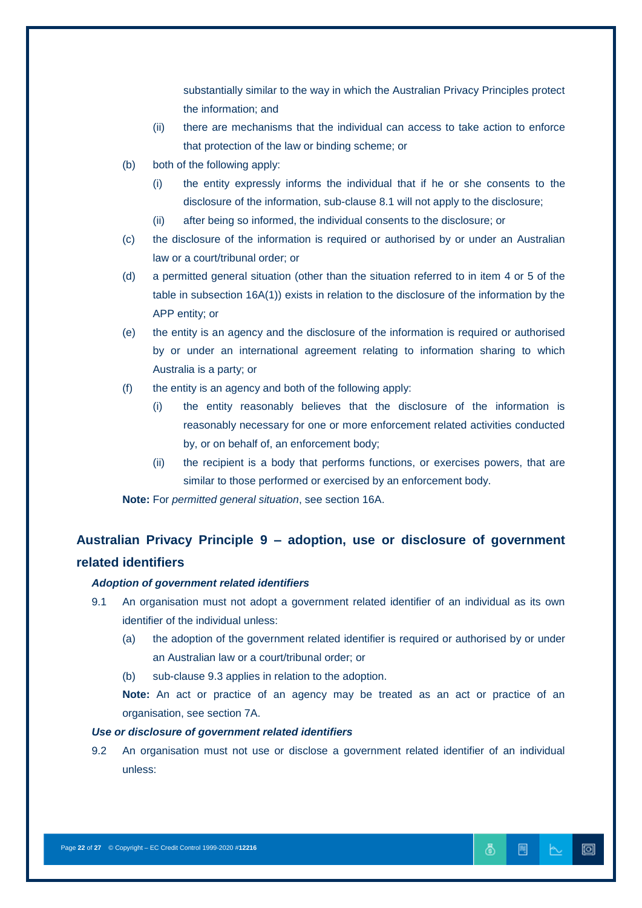substantially similar to the way in which the Australian Privacy Principles protect the information; and

(ii) there are mechanisms that the individual can access to take action to enforce that protection of the law or binding scheme; or

(b) both of the following apply:

(i) the entity expressly informs the individual that if he or she consents to the disclosure of the information, sub-clause 8.1 will not apply to the disclosure;

(ii) after being so informed, the individual consents to the disclosure; or

(c) the disclosure of the information is required or authorised by or under an Australian law or a court/tribunal order; or

(d) a permitted general situation (other than the situation referred to in item 4 or 5 of the table in subsection 16A(1)) exists in relation to the disclosure of the information by the APP entity; or

(e) the entity is an agency and the disclosure of the information is required or authorised by or under an international agreement relating to information sharing to which Australia is a party; or

(f) the entity is an agency and both of the following apply:

(i) the entity reasonably believes that the disclosure of the information is reasonably necessary for one or more enforcement related activities conducted by, or on behalf of, an enforcement body;

(ii) the recipient is a body that performs functions, or exercises powers, that are similar to those performed or exercised by an enforcement body.

**Note:** For *permitted general situation*, see section 16A.

## Australian Privacy Principle 9 – adoption, use or disclosure of government related identifiers

### *Adoption of government related identifiers*

9.1 An organisation must not adopt a government related identifier of an individual as its own identifier of the individual unless:

(a) the adoption of the government related identifier is required or authorised by or under an Australian law or a court/tribunal order; or

(b) sub-clause 9.3 applies in relation to the adoption.

**Note:** An act or practice of an agency may be treated as an act or practice of an organisation, see section 7A.

### *Use or disclosure of government related identifiers*

9.2 An organisation must not use or disclose a government related identifier of an individual unless: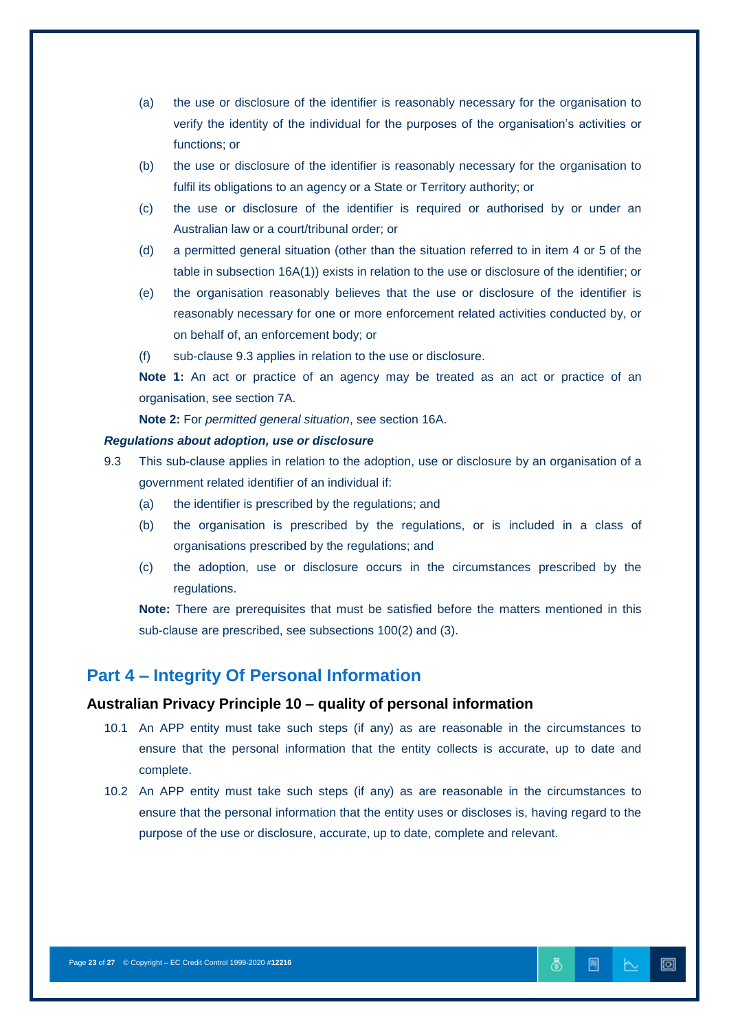(a) the use or disclosure of the identifier is reasonably necessary for the organisation to verify the identity of the individual for the purposes of the organisation's activities or functions; or

(b) the use or disclosure of the identifier is reasonably necessary for the organisation to fulfil its obligations to an agency or a State or Territory authority; or

(c) the use or disclosure of the identifier is required or authorised by or under an Australian law or a court/tribunal order; or

(d) a permitted general situation (other than the situation referred to in item 4 or 5 of the table in subsection 16A(1)) exists in relation to the use or disclosure of the identifier; or

(e) the organisation reasonably believes that the use or disclosure of the identifier is reasonably necessary for one or more enforcement related activities conducted by, or on behalf of, an enforcement body; or

(f) sub-clause 9.3 applies in relation to the use or disclosure.

**Note 1:** An act or practice of an agency may be treated as an act or practice of an organisation, see section 7A.

**Note 2:** For *permitted general situation*, see section 16A.

***Regulations about adoption, use or disclosure***

9.3 This sub-clause applies in relation to the adoption, use or disclosure by an organisation of a government related identifier of an individual if:

(a) the identifier is prescribed by the regulations; and

(b) the organisation is prescribed by the regulations, or is included in a class of organisations prescribed by the regulations; and

(c) the adoption, use or disclosure occurs in the circumstances prescribed by the regulations.

**Note:** There are prerequisites that must be satisfied before the matters mentioned in this sub-clause are prescribed, see subsections 100(2) and (3).

## Part 4 – Integrity Of Personal Information

### Australian Privacy Principle 10 – quality of personal information

10.1 An APP entity must take such steps (if any) as are reasonable in the circumstances to ensure that the personal information that the entity collects is accurate, up to date and complete.

10.2 An APP entity must take such steps (if any) as are reasonable in the circumstances to ensure that the personal information that the entity uses or discloses is, having regard to the purpose of the use or disclosure, accurate, up to date, complete and relevant.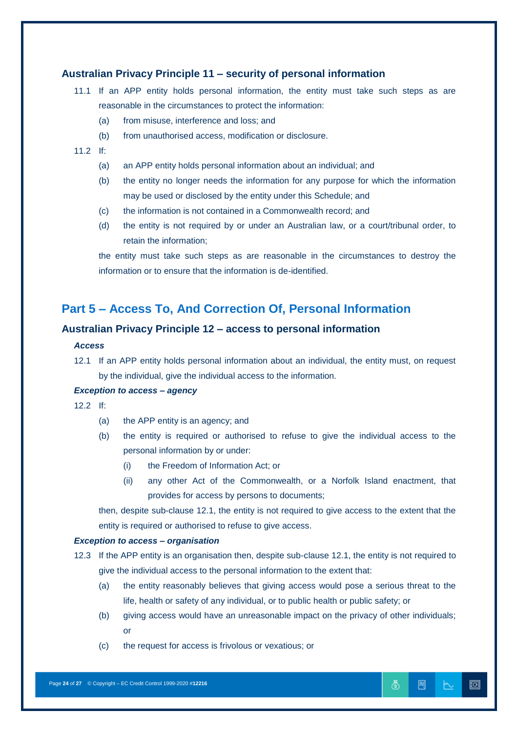### Australian Privacy Principle 11 – security of personal information

11.1 If an APP entity holds personal information, the entity must take such steps as are reasonable in the circumstances to protect the information:

(a) from misuse, interference and loss; and

(b) from unauthorised access, modification or disclosure.

11.2 If:

(a) an APP entity holds personal information about an individual; and

(b) the entity no longer needs the information for any purpose for which the information may be used or disclosed by the entity under this Schedule; and

(c) the information is not contained in a Commonwealth record; and

(d) the entity is not required by or under an Australian law, or a court/tribunal order, to retain the information;

the entity must take such steps as are reasonable in the circumstances to destroy the information or to ensure that the information is de-identified.

## Part 5 – Access To, And Correction Of, Personal Information

### Australian Privacy Principle 12 – access to personal information

***Access***

12.1 If an APP entity holds personal information about an individual, the entity must, on request by the individual, give the individual access to the information.

***Exception to access – agency***

12.2 If:

(a) the APP entity is an agency; and

(b) the entity is required or authorised to refuse to give the individual access to the personal information by or under:

(i) the Freedom of Information Act; or

(ii) any other Act of the Commonwealth, or a Norfolk Island enactment, that provides for access by persons to documents;

then, despite sub-clause 12.1, the entity is not required to give access to the extent that the entity is required or authorised to refuse to give access.

***Exception to access – organisation***

12.3 If the APP entity is an organisation then, despite sub-clause 12.1, the entity is not required to give the individual access to the personal information to the extent that:

(a) the entity reasonably believes that giving access would pose a serious threat to the life, health or safety of any individual, or to public health or public safety; or

(b) giving access would have an unreasonable impact on the privacy of other individuals; or

(c) the request for access is frivolous or vexatious; or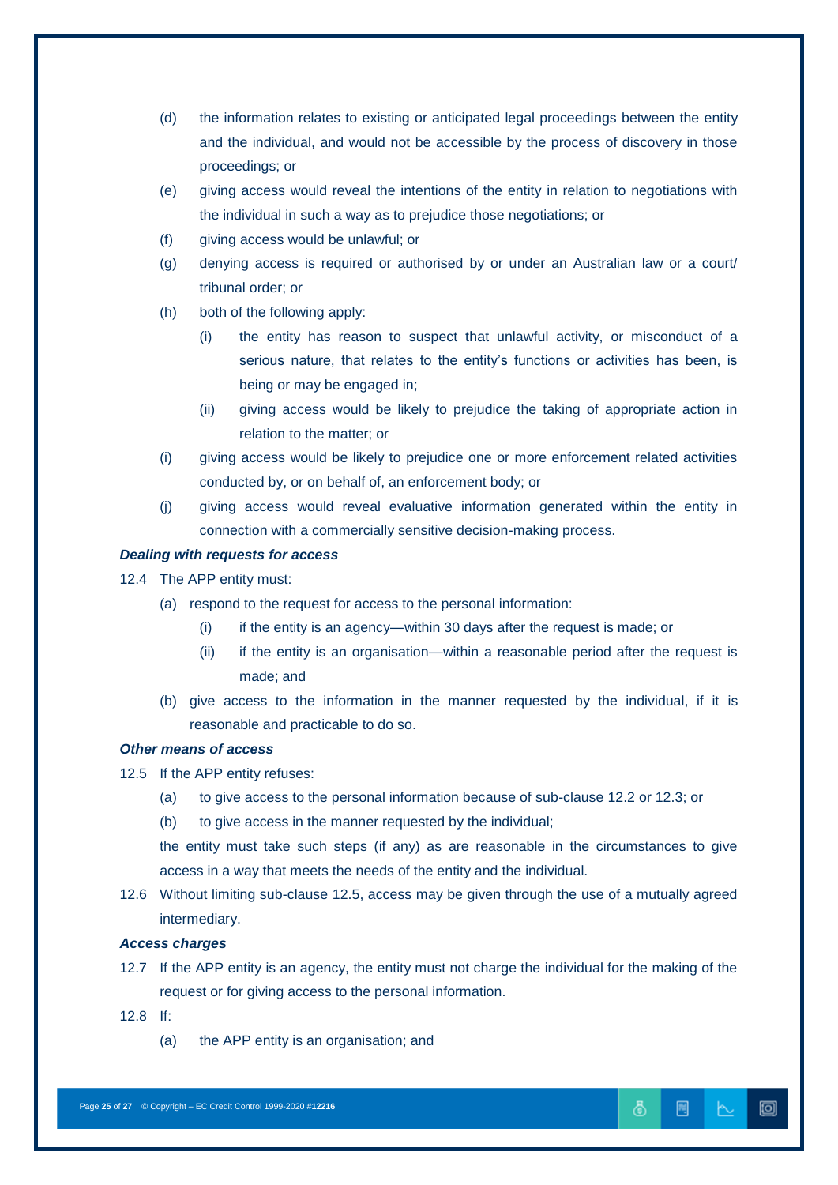(d) the information relates to existing or anticipated legal proceedings between the entity and the individual, and would not be accessible by the process of discovery in those proceedings; or

(e) giving access would reveal the intentions of the entity in relation to negotiations with the individual in such a way as to prejudice those negotiations; or

(f) giving access would be unlawful; or

(g) denying access is required or authorised by or under an Australian law or a court/ tribunal order; or

(h) both of the following apply:

  (i) the entity has reason to suspect that unlawful activity, or misconduct of a serious nature, that relates to the entity's functions or activities has been, is being or may be engaged in;

  (ii) giving access would be likely to prejudice the taking of appropriate action in relation to the matter; or

(i) giving access would be likely to prejudice one or more enforcement related activities conducted by, or on behalf of, an enforcement body; or

(j) giving access would reveal evaluative information generated within the entity in connection with a commercially sensitive decision-making process.

***Dealing with requests for access***

12.4 The APP entity must:

(a) respond to the request for access to the personal information:

  (i) if the entity is an agency—within 30 days after the request is made; or

  (ii) if the entity is an organisation—within a reasonable period after the request is made; and

(b) give access to the information in the manner requested by the individual, if it is reasonable and practicable to do so.

***Other means of access***

12.5 If the APP entity refuses:

(a) to give access to the personal information because of sub-clause 12.2 or 12.3; or

(b) to give access in the manner requested by the individual;

the entity must take such steps (if any) as are reasonable in the circumstances to give access in a way that meets the needs of the entity and the individual.

12.6 Without limiting sub-clause 12.5, access may be given through the use of a mutually agreed intermediary.

***Access charges***

12.7 If the APP entity is an agency, the entity must not charge the individual for the making of the request or for giving access to the personal information.

12.8 If:

(a) the APP entity is an organisation; and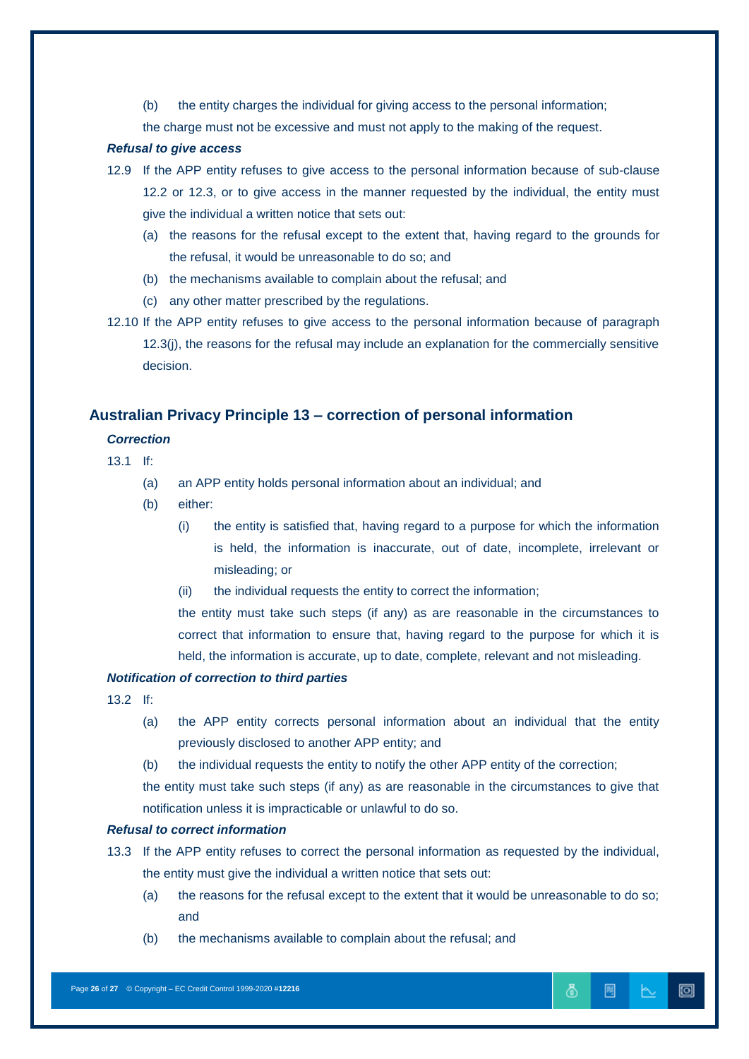(b) the entity charges the individual for giving access to the personal information;

the charge must not be excessive and must not apply to the making of the request.

***Refusal to give access***

12.9 If the APP entity refuses to give access to the personal information because of sub-clause 12.2 or 12.3, or to give access in the manner requested by the individual, the entity must give the individual a written notice that sets out:

(a) the reasons for the refusal except to the extent that, having regard to the grounds for the refusal, it would be unreasonable to do so; and

(b) the mechanisms available to complain about the refusal; and

(c) any other matter prescribed by the regulations.

12.10 If the APP entity refuses to give access to the personal information because of paragraph 12.3(j), the reasons for the refusal may include an explanation for the commercially sensitive decision.

## Australian Privacy Principle 13 – correction of personal information

***Correction***

13.1 If:

(a) an APP entity holds personal information about an individual; and

(b) either:

(i) the entity is satisfied that, having regard to a purpose for which the information is held, the information is inaccurate, out of date, incomplete, irrelevant or misleading; or

(ii) the individual requests the entity to correct the information;

the entity must take such steps (if any) as are reasonable in the circumstances to correct that information to ensure that, having regard to the purpose for which it is held, the information is accurate, up to date, complete, relevant and not misleading.

***Notification of correction to third parties***

13.2 If:

(a) the APP entity corrects personal information about an individual that the entity previously disclosed to another APP entity; and

(b) the individual requests the entity to notify the other APP entity of the correction;

the entity must take such steps (if any) as are reasonable in the circumstances to give that notification unless it is impracticable or unlawful to do so.

***Refusal to correct information***

13.3 If the APP entity refuses to correct the personal information as requested by the individual, the entity must give the individual a written notice that sets out:

(a) the reasons for the refusal except to the extent that it would be unreasonable to do so; and

(b) the mechanisms available to complain about the refusal; and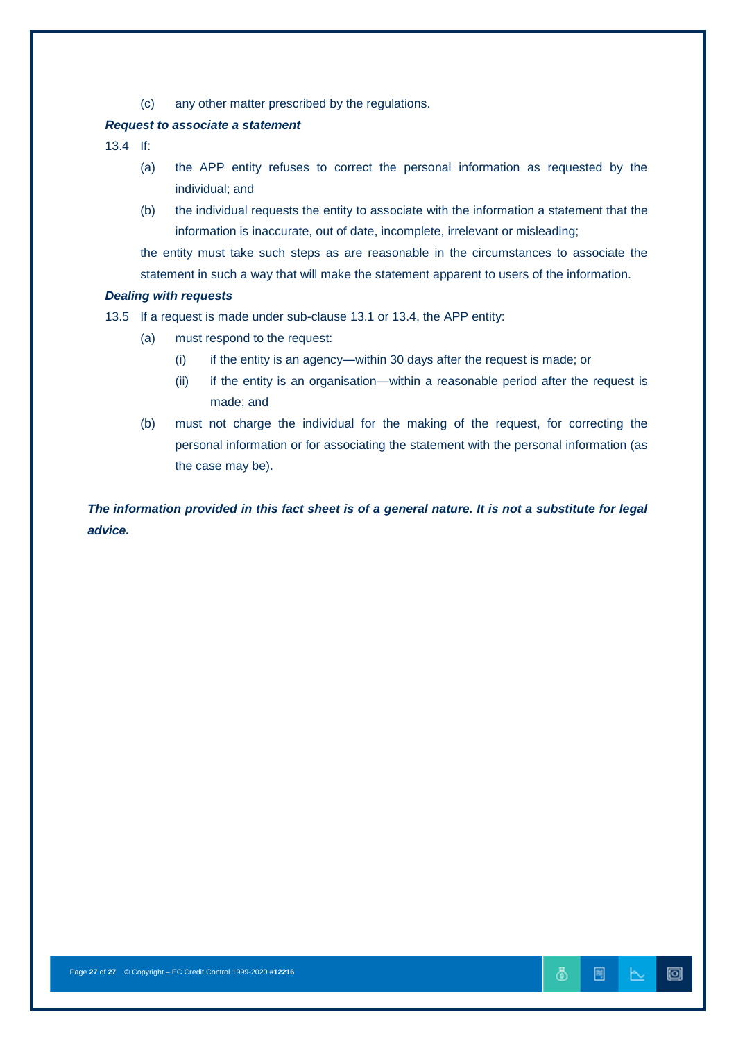(c) any other matter prescribed by the regulations.

***Request to associate a statement***

13.4 If:

(a) the APP entity refuses to correct the personal information as requested by the individual; and

(b) the individual requests the entity to associate with the information a statement that the information is inaccurate, out of date, incomplete, irrelevant or misleading;

the entity must take such steps as are reasonable in the circumstances to associate the statement in such a way that will make the statement apparent to users of the information.

***Dealing with requests***

13.5 If a request is made under sub-clause 13.1 or 13.4, the APP entity:

(a) must respond to the request:

(i) if the entity is an agency—within 30 days after the request is made; or

(ii) if the entity is an organisation—within a reasonable period after the request is made; and

(b) must not charge the individual for the making of the request, for correcting the personal information or for associating the statement with the personal information (as the case may be).

***The information provided in this fact sheet is of a general nature. It is not a substitute for legal advice.***